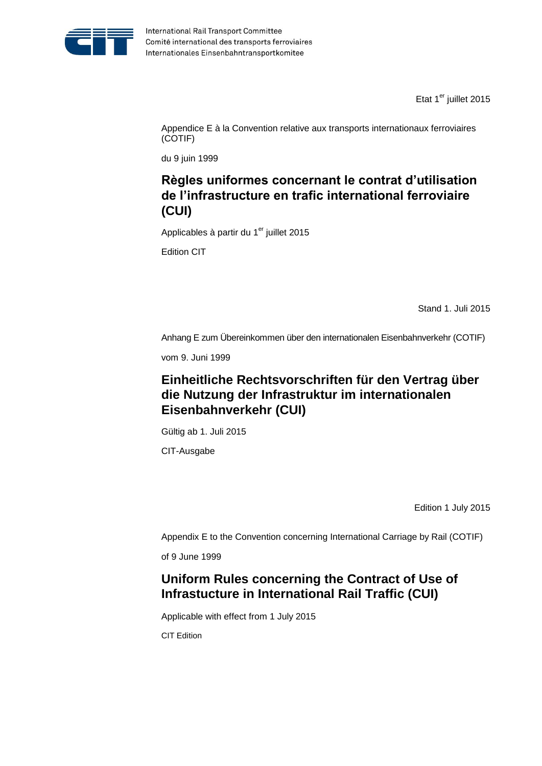International Rail Transport Committee
Comité international des transports ferroviaires
Internationales Einsenbahntransportkomitee

Etat 1[er] juillet 2015

Appendice E à la Convention relative aux transports internationaux ferroviaires (COTIF)

du 9 juin 1999

## Règles uniformes concernant le contrat d'utilisation de l'infrastructure en trafic international ferroviaire (CUI)

Applicables à partir du 1[er] juillet 2015

Edition CIT

Stand 1. Juli 2015

Anhang E zum Übereinkommen über den internationalen Eisenbahnverkehr (COTIF)

vom 9. Juni 1999

## Einheitliche Rechtsvorschriften für den Vertrag über die Nutzung der Infrastruktur im internationalen Eisenbahnverkehr (CUI)

Gültig ab 1. Juli 2015

CIT-Ausgabe

Edition 1 July 2015

Appendix E to the Convention concerning International Carriage by Rail (COTIF)

of 9 June 1999

## Uniform Rules concerning the Contract of Use of Infrastucture in International Rail Traffic (CUI)

Applicable with effect from 1 July 2015

CIT Edition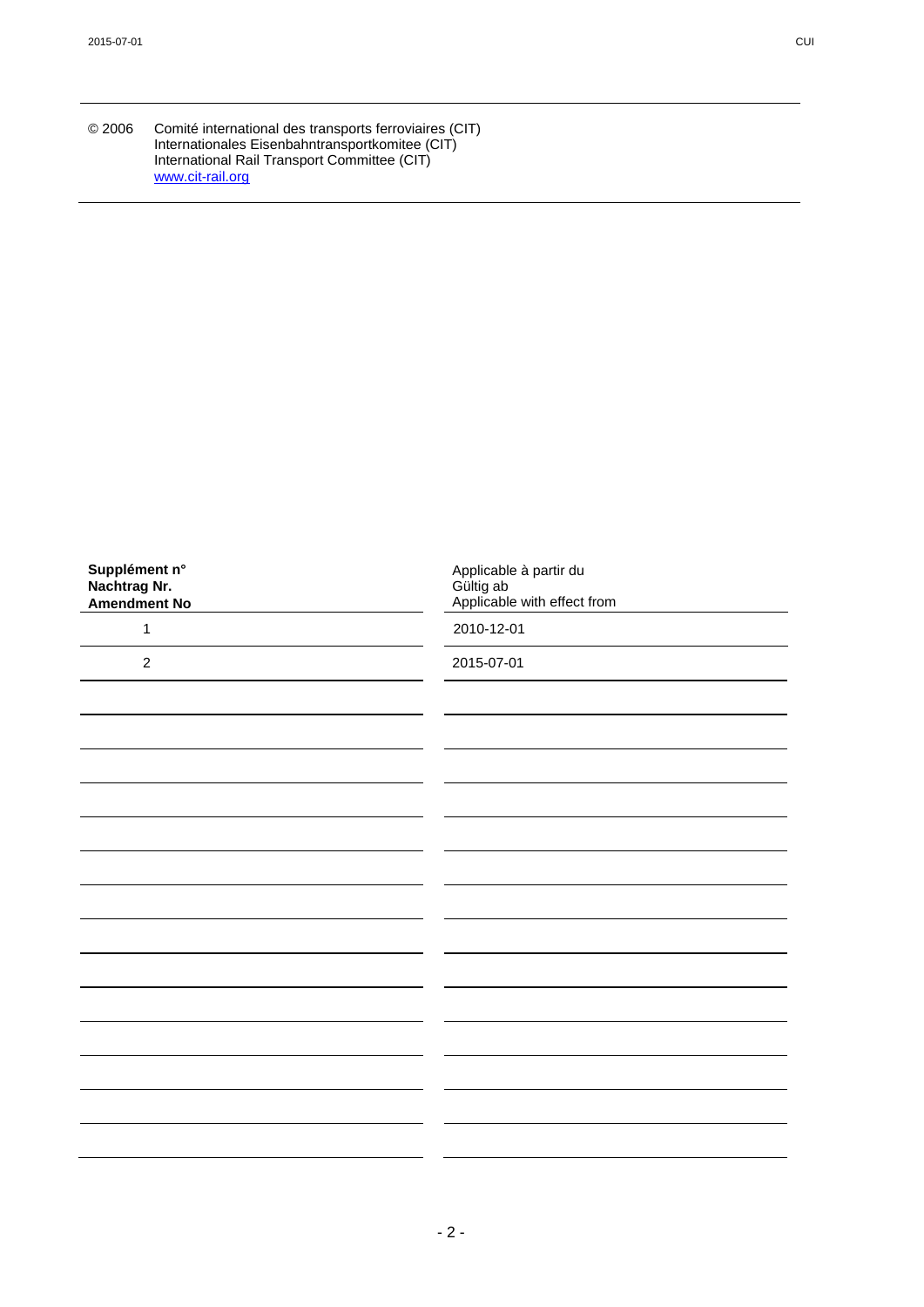© 2006 Comité international des transports ferroviaires (CIT)
Internationales Eisenbahntransportkomitee (CIT)
International Rail Transport Committee (CIT)
[www.cit-rail.org](http://www.cit-rail.org)

| **Supplément n°**<br>**Nachtrag Nr.**<br>**Amendment No** | Applicable à partir du<br>Gültig ab<br>Applicable with effect from |
|---|---|
| 1 | 2010-12-01 |
| 2 | 2015-07-01 |
| | |
| | |
| | |
| | |
| | |
| | |
| | |
| | |
| | |
| | |
| | |
| | |
| | |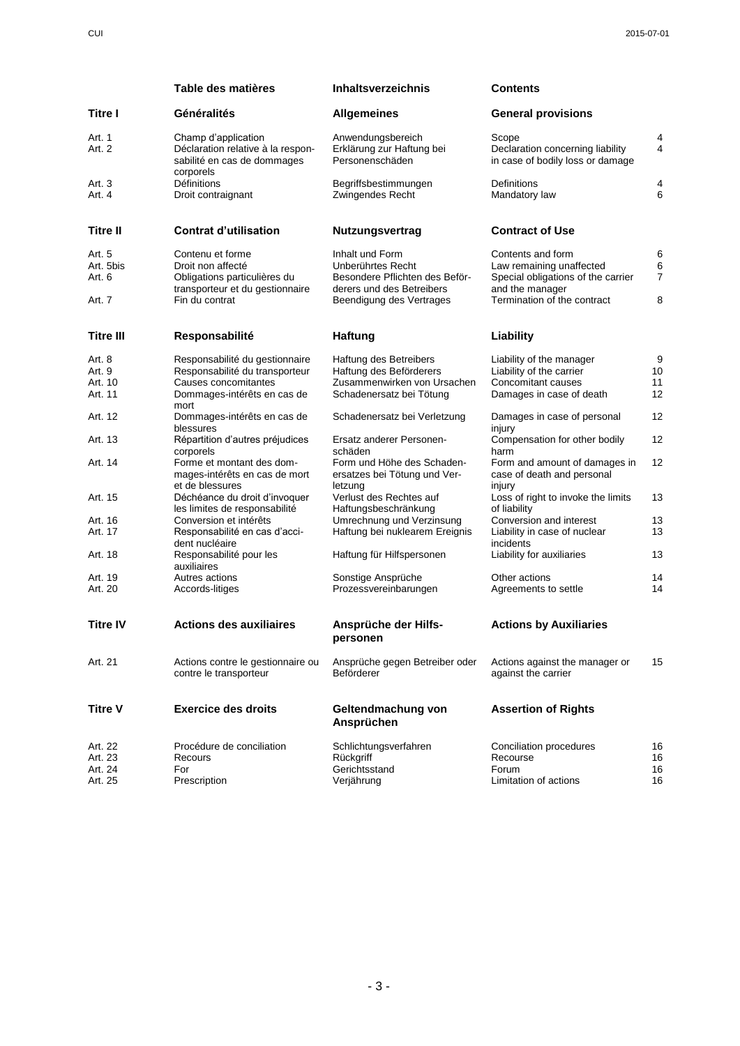| | Table des matières | Inhaltsverzeichnis | Contents | |
|---|---|---|---|---|
| **Titre I** | **Généralités** | **Allgemeines** | **General provisions** | |
| Art. 1 | Champ d'application | Anwendungsbereich | Scope | 4 |
| Art. 2 | Déclaration relative à la responsabilité en cas de dommages corporels | Erklärung zur Haftung bei Personenschäden | Declaration concerning liability in case of bodily loss or damage | 4 |
| Art. 3 | Définitions | Begriffsbestimmungen | Definitions | 4 |
| Art. 4 | Droit contraignant | Zwingendes Recht | Mandatory law | 6 |
| **Titre II** | **Contrat d'utilisation** | **Nutzungsvertrag** | **Contract of Use** | |
| Art. 5 | Contenu et forme | Inhalt und Form | Contents and form | 6 |
| Art. 5bis | Droit non affecté | Unberührtes Recht | Law remaining unaffected | 6 |
| Art. 6 | Obligations particulières du transporteur et du gestionnaire | Besondere Pflichten des Beförderers und des Betreibers | Special obligations of the carrier and the manager | 7 |
| Art. 7 | Fin du contrat | Beendigung des Vertrages | Termination of the contract | 8 |
| **Titre III** | **Responsabilité** | **Haftung** | **Liability** | |
| Art. 8 | Responsabilité du gestionnaire | Haftung des Betreibers | Liability of the manager | 9 |
| Art. 9 | Responsabilité du transporteur | Haftung des Beförderers | Liability of the carrier | 10 |
| Art. 10 | Causes concomitantes | Zusammenwirken von Ursachen | Concomitant causes | 11 |
| Art. 11 | Dommages-intérêts en cas de mort | Schadenersatz bei Tötung | Damages in case of death | 12 |
| Art. 12 | Dommages-intérêts en cas de blessures | Schadenersatz bei Verletzung | Damages in case of personal injury | 12 |
| Art. 13 | Réparation d'autres préjudices corporels | Ersatz anderer Personenschäden | Compensation for other bodily harm | 12 |
| Art. 14 | Forme et montant des dommages-intérêts en cas de mort et de blessures | Form und Höhe des Schadenersatzes bei Tötung und Verletzung | Form and amount of damages in case of death and personal injury | 12 |
| Art. 15 | Déchéance du droit d'invoquer les limites de responsabilité | Verlust des Rechtes auf Haftungsbeschränkung | Loss of right to invoke the limits of liability | 13 |
| Art. 16 | Conversion et intérêts | Umrechnung und Verzinsung | Conversion and interest | 13 |
| Art. 17 | Responsabilité en cas d'accident nucléaire | Haftung bei nuklearem Ereignis | Liability in case of nuclear incidents | 13 |
| Art. 18 | Responsabilité pour les auxiliaires | Haftung für Hilfspersonen | Liability for auxiliaries | 13 |
| Art. 19 | Autres actions | Sonstige Ansprüche | Other actions | 14 |
| Art. 20 | Accords-litiges | Prozessvereinbarungen | Agreements to settle | 14 |
| **Titre IV** | **Actions des auxiliaires** | **Ansprüche der Hilfspersonen** | **Actions by Auxiliaries** | |
| Art. 21 | Actions contre le gestionnaire ou contre le transporteur | Ansprüche gegen Betreiber oder Beförderer | Actions against the manager or against the carrier | 15 |
| **Titre V** | **Exercice des droits** | **Geltendmachung von Ansprüchen** | **Assertion of Rights** | |
| Art. 22 | Procédure de conciliation | Schlichtungsverfahren | Conciliation procedures | 16 |
| Art. 23 | Recours | Rückgriff | Recourse | 16 |
| Art. 24 | For | Gerichtsstand | Forum | 16 |
| Art. 25 | Prescription | Verjährung | Limitation of actions | 16 |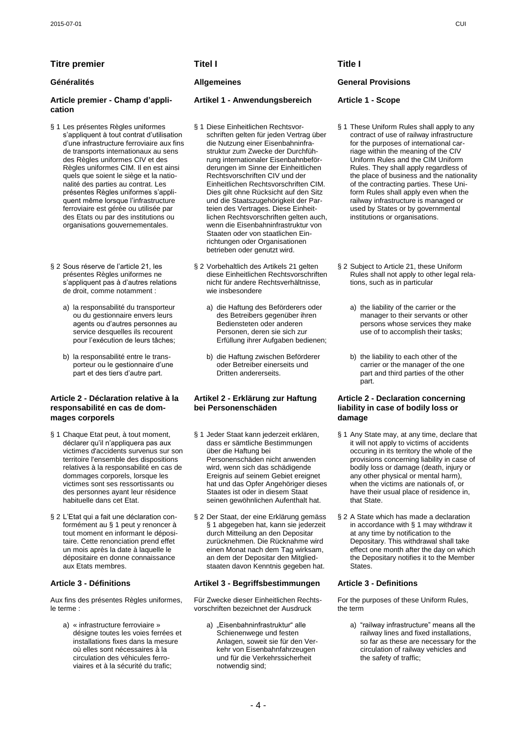# Titre premier

## Généralités

### Article premier - Champ d'application

§ 1 Les présentes Règles uniformes s'appliquent à tout contrat d'utilisation d'une infrastructure ferroviaire aux fins de transports internationaux au sens des Règles uniformes CIV et des Règles uniformes CIM. Il en est ainsi quels que soient le siège et la nationalité des parties au contrat. Les présentes Règles uniformes s'appliquent même lorsque l'infrastructure ferroviaire est gérée ou utilisée par des Etats ou par des institutions ou organisations gouvernementales.

§ 2 Sous réserve de l'article 21, les présentes Règles uniformes ne s'appliquent pas à d'autres relations de droit, comme notamment :

a) la responsabilité du transporteur ou du gestionnaire envers leurs agents ou d'autres personnes au service desquelles ils recourent pour l'exécution de leurs tâches;

b) la responsabilité entre le transporteur ou le gestionnaire d'une part et des tiers d'autre part.

### Article 2 - Déclaration relative à la responsabilité en cas de dommages corporels

§ 1 Chaque Etat peut, à tout moment, déclarer qu'il n'appliquera pas aux victimes d'accidents survenus sur son territoire l'ensemble des dispositions relatives à la responsabilité en cas de dommages corporels, lorsque les victimes sont ses ressortissants ou des personnes ayant leur résidence habituelle dans cet Etat.

§ 2 L'Etat qui a fait une déclaration conformément au § 1 peut y renoncer à tout moment en informant le dépositaire. Cette renonciation prend effet un mois après la date à laquelle le dépositaire en donne connaissance aux Etats membres.

### Article 3 - Définitions

Aux fins des présentes Règles uniformes, le terme :

a) « infrastructure ferroviaire » désigne toutes les voies ferrées et installations fixes dans la mesure où elles sont nécessaires à la circulation des véhicules ferroviaires et à la sécurité du trafic;

# Titel I

## Allgemeines

### Artikel 1 - Anwendungsbereich

§ 1 Diese Einheitlichen Rechtsvorschriften gelten für jeden Vertrag über die Nutzung einer Eisenbahninfrastruktur zum Zwecke der Durchführung internationaler Eisenbahnbeförderungen im Sinne der Einheitlichen Rechtsvorschriften CIV und der Einheitlichen Rechtsvorschriften CIM. Dies gilt ohne Rücksicht auf den Sitz und die Staatszugehörigkeit der Parteien des Vertrages. Diese Einheitlichen Rechtsvorschriften gelten auch, wenn die Eisenbahninfrastruktur von Staaten oder von staatlichen Einrichtungen oder Organisationen betrieben oder genutzt wird.

§ 2 Vorbehaltlich des Artikels 21 gelten diese Einheitlichen Rechtsvorschriften nicht für andere Rechtsverhältnisse, wie insbesondere

a) die Haftung des Beförderers oder des Betreibers gegenüber ihren Bediensteten oder anderen Personen, deren sie sich zur Erfüllung ihrer Aufgaben bedienen;

b) die Haftung zwischen Beförderer oder Betreiber einerseits und Dritten andererseits.

### Artikel 2 - Erklärung zur Haftung bei Personenschäden

§ 1 Jeder Staat kann jederzeit erklären, dass er sämtliche Bestimmungen über die Haftung bei Personenschäden nicht anwenden wird, wenn sich das schädigende Ereignis auf seinem Gebiet ereignet hat und das Opfer Angehöriger dieses Staates ist oder in diesem Staat seinen gewöhnlichen Aufenthalt hat.

§ 2 Der Staat, der eine Erklärung gemäss § 1 abgegeben hat, kann sie jederzeit durch Mitteilung an den Depositar zurücknehmen. Die Rücknahme wird einen Monat nach dem Tag wirksam, an dem der Depositar den Mitgliedstaaten davon Kenntnis gegeben hat.

### Artikel 3 - Begriffsbestimmungen

Für Zwecke dieser Einheitlichen Rechtsvorschriften bezeichnet der Ausdruck

a) „Eisenbahninfrastruktur" alle Schienenwege und festen Anlagen, soweit sie für den Verkehr von Eisenbahnfahrzeugen und für die Verkehrssicherheit notwendig sind;

# Title I

## General Provisions

### Article 1 - Scope

§ 1 These Uniform Rules shall apply to any contract of use of railway infrastructure for the purposes of international carriage within the meaning of the CIV Uniform Rules and the CIM Uniform Rules. They shall apply regardless of the place of business and the nationality of the contracting parties. These Uniform Rules shall apply even when the railway infrastructure is managed or used by States or by governmental institutions or organisations.

§ 2 Subject to Article 21, these Uniform Rules shall not apply to other legal relations, such as in particular

a) the liability of the carrier or the manager to their servants or other persons whose services they make use of to accomplish their tasks;

b) the liability to each other of the carrier or the manager of the one part and third parties of the other part.

### Article 2 - Declaration concerning liability in case of bodily loss or damage

§ 1 Any State may, at any time, declare that it will not apply to victims of accidents occuring in its territory the whole of the provisions concerning liability in case of bodily loss or damage (death, injury or any other physical or mental harm), when the victims are nationals of, or have their usual place of residence in, that State.

§ 2 A State which has made a declaration in accordance with § 1 may withdraw it at any time by notification to the Depositary. This withdrawal shall take effect one month after the day on which the Depositary notifies it to the Member States.

### Article 3 - Definitions

For the purposes of these Uniform Rules, the term

a) "railway infrastructure" means all the railway lines and fixed installations, so far as these are necessary for the circulation of railway vehicles and the safety of traffic;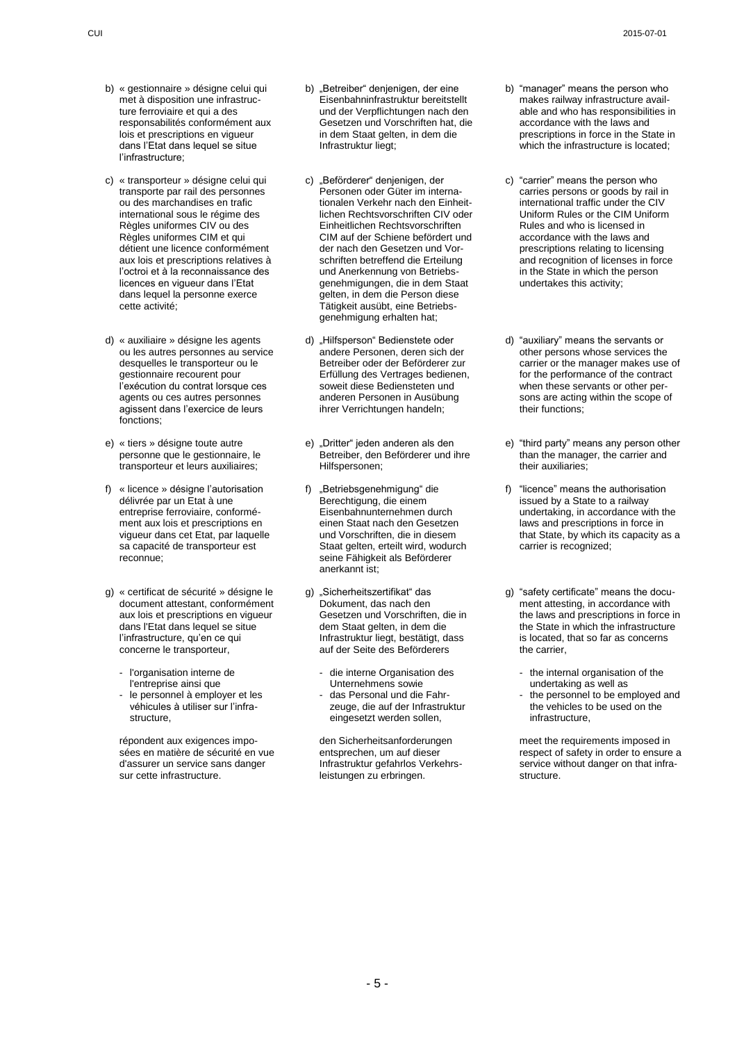b) « gestionnaire » désigne celui qui met à disposition une infrastructure ferroviaire et qui a des responsabilités conformément aux lois et prescriptions en vigueur dans l'Etat dans lequel se situe l'infrastructure;

c) « transporteur » désigne celui qui transporte par rail des personnes ou des marchandises en trafic international sous le régime des Règles uniformes CIV ou des Règles uniformes CIM et qui détient une licence conformément aux lois et prescriptions relatives à l'octroi et à la reconnaissance des licences en vigueur dans l'Etat dans lequel la personne exerce cette activité;

d) « auxiliaire » désigne les agents ou les autres personnes au service desquelles le transporteur ou le gestionnaire recourent pour l'exécution du contrat lorsque ces agents ou ces autres personnes agissent dans l'exercice de leurs fonctions;

e) « tiers » désigne toute autre personne que le gestionnaire, le transporteur et leurs auxiliaires;

f) « licence » désigne l'autorisation délivrée par un Etat à une entreprise ferroviaire, conformément aux lois et prescriptions en vigueur dans cet Etat, par laquelle sa capacité de transporteur est reconnue;

g) « certificat de sécurité » désigne le document attestant, conformément aux lois et prescriptions en vigueur dans l'Etat dans lequel se situe l'infrastructure, qu'en ce qui concerne le transporteur,

- l'organisation interne de l'entreprise ainsi que
- le personnel à employer et les véhicules à utiliser sur l'infrastructure,

répondent aux exigences imposées en matière de sécurité en vue d'assurer un service sans danger sur cette infrastructure.

b) „Betreiber" denjenigen, der eine Eisenbahninfrastruktur bereitstellt und der Verpflichtungen nach den Gesetzen und Vorschriften hat, die in dem Staat gelten, in dem die Infrastruktur liegt;

c) „Beförderer" denjenigen, der Personen oder Güter im internationalen Verkehr nach den Einheitlichen Rechtsvorschriften CIV oder Einheitlichen Rechtsvorschriften CIM auf der Schiene befördert und der nach den Gesetzen und Vorschriften betreffend die Erteilung und Anerkennung von Betriebsgenehmigungen, die in dem Staat gelten, in dem die Person diese Tätigkeit ausübt, eine Betriebsgenehmigung erhalten hat;

d) „Hilfsperson" Bedienstete oder andere Personen, deren sich der Betreiber oder der Beförderer zur Erfüllung des Vertrages bedienen, soweit diese Bediensteten und anderen Personen in Ausübung ihrer Verrichtungen handeln;

e) „Dritter" jeden anderen als den Betreiber, den Beförderer und ihre Hilfspersonen;

f) „Betriebsgenehmigung" die Berechtigung, die einem Eisenbahnunternehmen durch einen Staat nach den Gesetzen und Vorschriften, die in diesem Staat gelten, erteilt wird, wodurch seine Fähigkeit als Beförderer anerkannt ist;

g) „Sicherheitszertifikat" das Dokument, das nach den Gesetzen und Vorschriften, die in dem Staat gelten, in dem die Infrastruktur liegt, bestätigt, dass auf der Seite des Beförderers

- die interne Organisation des Unternehmens sowie
- das Personal und die Fahrzeuge, die auf der Infrastruktur eingesetzt werden sollen,

den Sicherheitsanforderungen entsprechen, um auf dieser Infrastruktur gefahrlos Verkehrsleistungen zu erbringen.

b) "manager" means the person who makes railway infrastructure available and who has responsibilities in accordance with the laws and prescriptions in force in the State in which the infrastructure is located;

c) "carrier" means the person who carries persons or goods by rail in international traffic under the CIV Uniform Rules or the CIM Uniform Rules and who is licensed in accordance with the laws and prescriptions relating to licensing and recognition of licenses in force in the State in which the person undertakes this activity;

d) "auxiliary" means the servants or other persons whose services the carrier or the manager makes use of for the performance of the contract when these servants or other persons are acting within the scope of their functions;

e) "third party" means any person other than the manager, the carrier and their auxiliaries;

f) "licence" means the authorisation issued by a State to a railway undertaking, in accordance with the laws and prescriptions in force in that State, by which its capacity as a carrier is recognized;

g) "safety certificate" means the document attesting, in accordance with the laws and prescriptions in force in the State in which the infrastructure is located, that so far as concerns the carrier,

- the internal organisation of the undertaking as well as
- the personnel to be employed and the vehicles to be used on the infrastructure,

meet the requirements imposed in respect of safety in order to ensure a service without danger on that infrastructure.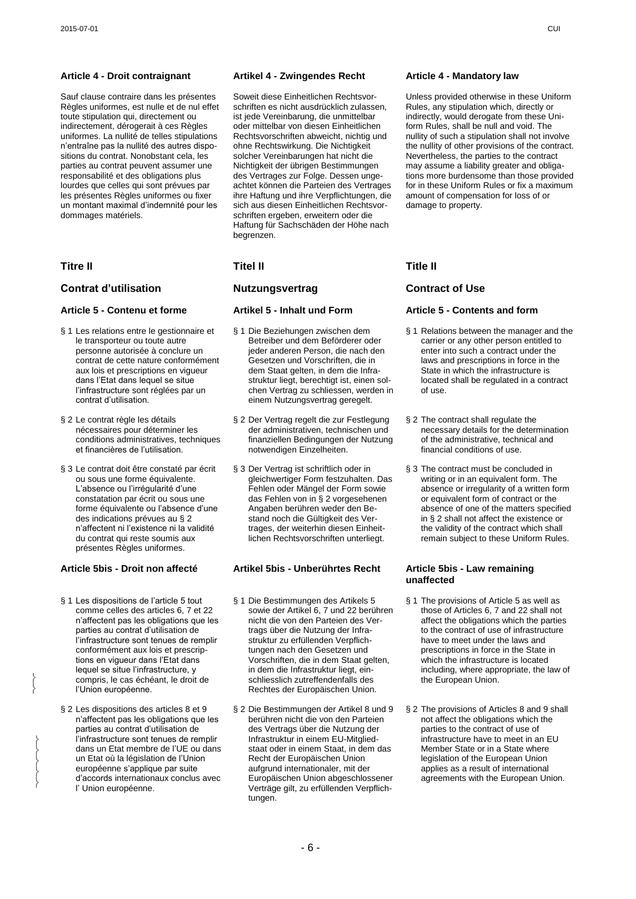**Article 4 - Droit contraignant**

Sauf clause contraire dans les présentes Règles uniformes, est nulle et de nul effet toute stipulation qui, directement ou indirectement, dérogerait à ces Règles uniformes. La nullité de telles stipulations n'entraîne pas la nullité des autres dispositions du contrat. Nonobstant cela, les parties au contrat peuvent assumer une responsabilité et des obligations plus lourdes que celles qui sont prévues par les présentes Règles uniformes ou fixer un montant maximal d'indemnité pour les dommages matériels.

## Titre II

## Contrat d'utilisation

**Article 5 - Contenu et forme**

§ 1 Les relations entre le gestionnaire et le transporteur ou toute autre personne autorisée à conclure un contrat de cette nature conformément aux lois et prescriptions en vigueur dans l'Etat dans lequel se situe l'infrastructure sont réglées par un contrat d'utilisation.

§ 2 Le contrat règle les détails nécessaires pour déterminer les conditions administratives, techniques et financières de l'utilisation.

§ 3 Le contrat doit être constaté par écrit ou sous une forme équivalente. L'absence ou l'irrégularité d'une constatation par écrit ou sous une forme équivalente ou l'absence d'une des indications prévues au § 2 n'affectent ni l'existence ni la validité du contrat qui reste soumis aux présentes Règles uniformes.

**Article 5bis - Droit non affecté**

§ 1 Les dispositions de l'article 5 tout comme celles des articles 6, 7 et 22 n'affectent pas les obligations que les parties au contrat d'utilisation de l'infrastructure sont tenues de remplir conformément aux lois et prescriptions en vigueur dans l'Etat dans lequel se situe l'infrastructure, y compris, le cas échéant, le droit de l'Union européenne.

§ 2 Les dispositions des articles 8 et 9 n'affectent pas les obligations que les parties au contrat d'utilisation de l'infrastructure sont tenues de remplir dans un Etat membre de l'UE ou dans un Etat où la législation de l'Union européenne s'applique par suite d'accords internationaux conclus avec l' Union européenne.

**Artikel 4 - Zwingendes Recht**

Soweit diese Einheitlichen Rechtsvorschriften es nicht ausdrücklich zulassen, ist jede Vereinbarung, die unmittelbar oder mittelbar von diesen Einheitlichen Rechtsvorschriften abweicht, nichtig und ohne Rechtswirkung. Die Nichtigkeit solcher Vereinbarungen hat nicht die Nichtigkeit der übrigen Bestimmungen des Vertrages zur Folge. Dessen ungeachtet können die Parteien des Vertrages ihre Haftung und ihre Verpflichtungen, die sich aus diesen Einheitlichen Rechtsvorschriften ergeben, erweitern oder die Haftung für Sachschäden der Höhe nach begrenzen.

## Titel II

## Nutzungsvertrag

**Artikel 5 - Inhalt und Form**

§ 1 Die Beziehungen zwischen dem Betreiber und dem Beförderer oder jeder anderen Person, die nach den Gesetzen und Vorschriften, die in dem Staat gelten, in dem die Infrastruktur liegt, berechtigt ist, einen solchen Vertrag zu schliessen, werden in einem Nutzungsvertrag geregelt.

§ 2 Der Vertrag regelt die zur Festlegung der administrativen, technischen und finanziellen Bedingungen der Nutzung notwendigen Einzelheiten.

§ 3 Der Vertrag ist schriftlich oder in gleichwertiger Form festzuhalten. Das Fehlen oder Mängel der Form sowie das Fehlen von in § 2 vorgesehenen Angaben berühren weder den Bestand noch die Gültigkeit des Vertrages, der weiterhin diesen Einheitlichen Rechtsvorschriften unterliegt.

**Artikel 5bis - Unberührtes Recht**

§ 1 Die Bestimmungen des Artikels 5 sowie der Artikel 6, 7 und 22 berühren nicht die von den Parteien des Vertrags über die Nutzung der Infrastruktur zu erfüllenden Verpflichtungen nach den Gesetzen und Vorschriften, die in dem Staat gelten, in dem die Infrastruktur liegt, einschliesslich zutreffendenfalls des Rechtes der Europäischen Union.

§ 2 Die Bestimmungen der Artikel 8 und 9 berühren nicht die von den Parteien des Vertrags über die Nutzung der Infrastruktur in einem EU-Mitgliedstaat oder in einem Staat, in dem das Recht der Europäischen Union aufgrund internationaler, mit der Europäischen Union abgeschlossener Verträge gilt, zu erfüllenden Verpflichtungen.

**Article 4 - Mandatory law**

Unless provided otherwise in these Uniform Rules, any stipulation which, directly or indirectly, would derogate from these Uniform Rules, shall be null and void. The nullity of such a stipulation shall not involve the nullity of other provisions of the contract. Nevertheless, the parties to the contract may assume a liability greater and obligations more burdensome than those provided for in these Uniform Rules or fix a maximum amount of compensation for loss of or damage to property.

## Title II

## Contract of Use

**Article 5 - Contents and form**

§ 1 Relations between the manager and the carrier or any other person entitled to enter into such a contract under the laws and prescriptions in force in the State in which the infrastructure is located shall be regulated in a contract of use.

§ 2 The contract shall regulate the necessary details for the determination of the administrative, technical and financial conditions of use.

§ 3 The contract must be concluded in writing or in an equivalent form. The absence or irregularity of a written form or equivalent form of contract or the absence of one of the matters specified in § 2 shall not affect the existence or the validity of the contract which shall remain subject to these Uniform Rules.

**Article 5bis - Law remaining unaffected**

§ 1 The provisions of Article 5 as well as those of Articles 6, 7 and 22 shall not affect the obligations which the parties to the contract of use of infrastructure have to meet under the laws and prescriptions in force in the State in which the infrastructure is located including, where appropriate, the law of the European Union.

§ 2 The provisions of Articles 8 and 9 shall not affect the obligations which the parties to the contract of use of infrastructure have to meet in an EU Member State or in a State where legislation of the European Union applies as a result of international agreements with the European Union.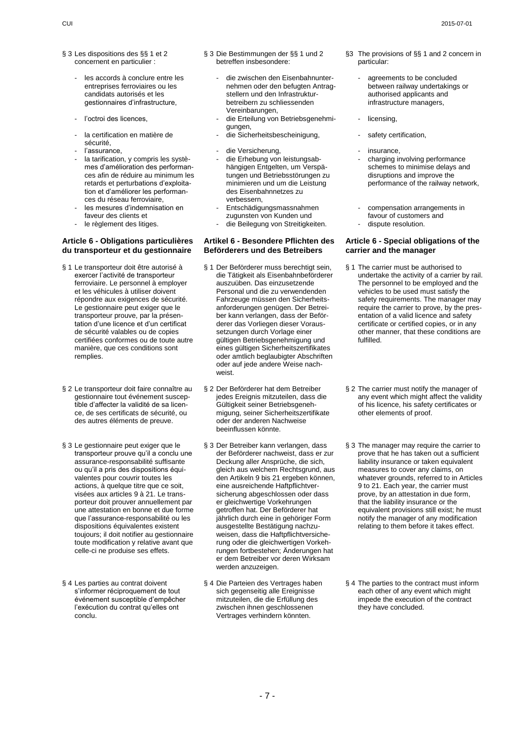§ 3 Les dispositions des §§ 1 et 2 concernent en particulier :

- les accords à conclure entre les entreprises ferroviaires ou les candidats autorisés et les gestionnaires d'infrastructure,
- l'octroi des licences,
- la certification en matière de sécurité,
- l'assurance,
- la tarification, y compris les systèmes d'amélioration des performances afin de réduire au minimum les retards et perturbations d'exploitation et d'améliorer les performances du réseau ferroviaire,
- les mesures d'indemnisation en faveur des clients et
- le règlement des litiges.

### Article 6 - Obligations particulières du transporteur et du gestionnaire

§ 1 Le transporteur doit être autorisé à exercer l'activité de transporteur ferroviaire. Le personnel à employer et les véhicules à utiliser doivent répondre aux exigences de sécurité. Le gestionnaire peut exiger que le transporteur prouve, par la présentation d'une licence et d'un certificat de sécurité valables ou de copies certifiées conformes ou de toute autre manière, que ces conditions sont remplies.

§ 2 Le transporteur doit faire connaître au gestionnaire tout événement susceptible d'affecter la validité de sa licence, de ses certificats de sécurité, ou des autres éléments de preuve.

§ 3 Le gestionnaire peut exiger que le transporteur prouve qu'il a conclu une assurance-responsabilité suffisante ou qu'il a pris des dispositions équivalentes pour couvrir toutes les actions, à quelque titre que ce soit, visées aux articles 9 à 21. Le transporteur doit prouver annuellement par une attestation en bonne et due forme que l'assurance-responsabilité ou les dispositions équivalentes existent toujours; il doit notifier au gestionnaire toute modification y relative avant que celle-ci ne produise ses effets.

§ 4 Les parties au contrat doivent s'informer réciproquement de tout événement susceptible d'empêcher l'exécution du contrat qu'elles ont conclu.

§ 3 Die Bestimmungen der §§ 1 und 2 betreffen insbesondere:

- die zwischen den Eisenbahnunternehmen oder den befugten Antragstellern und den Infrastrukturbetreibern zu schliessenden Vereinbarungen,
- die Erteilung von Betriebsgenehmigungen,
- die Sicherheitsbescheinigung,
- die Versicherung,
- die Erhebung von leistungsabhängigen Entgelten, um Verspätungen und Betriebsstörungen zu minimieren und um die Leistung des Eisenbahnnetzes zu verbessern,
- Entschädigungsmassnahmen zugunsten von Kunden und
- die Beilegung von Streitigkeiten.

### Artikel 6 - Besondere Pflichten des Beförderers und des Betreibers

§ 1 Der Beförderer muss berechtigt sein, die Tätigkeit als Eisenbahnbeförderer auszuüben. Das einzusetzende Personal und die zu verwendenden Fahrzeuge müssen den Sicherheitsanforderungen genügen. Der Betreiber kann verlangen, dass der Beförderer das Vorliegen dieser Voraussetzungen durch Vorlage einer gültigen Betriebsgenehmigung und eines gültigen Sicherheitszertifikates oder amtlich beglaubigter Abschriften oder auf jede andere Weise nachweist.

§ 2 Der Beförderer hat dem Betreiber jedes Ereignis mitzuteilen, dass die Gültigkeit seiner Betriebsgenehmigung, seiner Sicherheitszertifikate oder der anderen Nachweise beeinflussen könnte.

§ 3 Der Betreiber kann verlangen, dass der Beförderer nachweist, dass er zur Deckung aller Ansprüche, die sich, gleich aus welchem Rechtsgrund, aus den Artikeln 9 bis 21 ergeben können, eine ausreichende Haftpflichtversicherung abgeschlossen oder dass er gleichwertige Vorkehrungen getroffen hat. Der Beförderer hat jährlich durch eine in gehöriger Form ausgestellte Bestätigung nachzuweisen, dass die Haftpflichtversicherung oder die gleichwertigen Vorkehrungen fortbestehen; Änderungen hat er dem Betreiber vor deren Wirksam werden anzuzeigen.

§ 4 Die Parteien des Vertrages haben sich gegenseitig alle Ereignisse mitzuteilen, die die Erfüllung des zwischen ihnen geschlossenen Vertrages verhindern könnten.

§3 The provisions of §§ 1 and 2 concern in particular:

- agreements to be concluded between railway undertakings or authorised applicants and infrastructure managers,
- licensing,
- safety certification,
- insurance,
- charging involving performance schemes to minimise delays and disruptions and improve the performance of the railway network,
- compensation arrangements in favour of customers and
- dispute resolution.

### Article 6 - Special obligations of the carrier and the manager

§ 1 The carrier must be authorised to undertake the activity of a carrier by rail. The personnel to be employed and the vehicles to be used must satisfy the safety requirements. The manager may require the carrier to prove, by the presentation of a valid licence and safety certificate or certified copies, or in any other manner, that these conditions are fulfilled.

§ 2 The carrier must notify the manager of any event which might affect the validity of his licence, his safety certificates or other elements of proof.

§ 3 The manager may require the carrier to prove that he has taken out a sufficient liability insurance or taken equivalent measures to cover any claims, on whatever grounds, referred to in Articles 9 to 21. Each year, the carrier must prove, by an attestation in due form, that the liability insurance or the equivalent provisions still exist; he must notify the manager of any modification relating to them before it takes effect.

§ 4 The parties to the contract must inform each other of any event which might impede the execution of the contract they have concluded.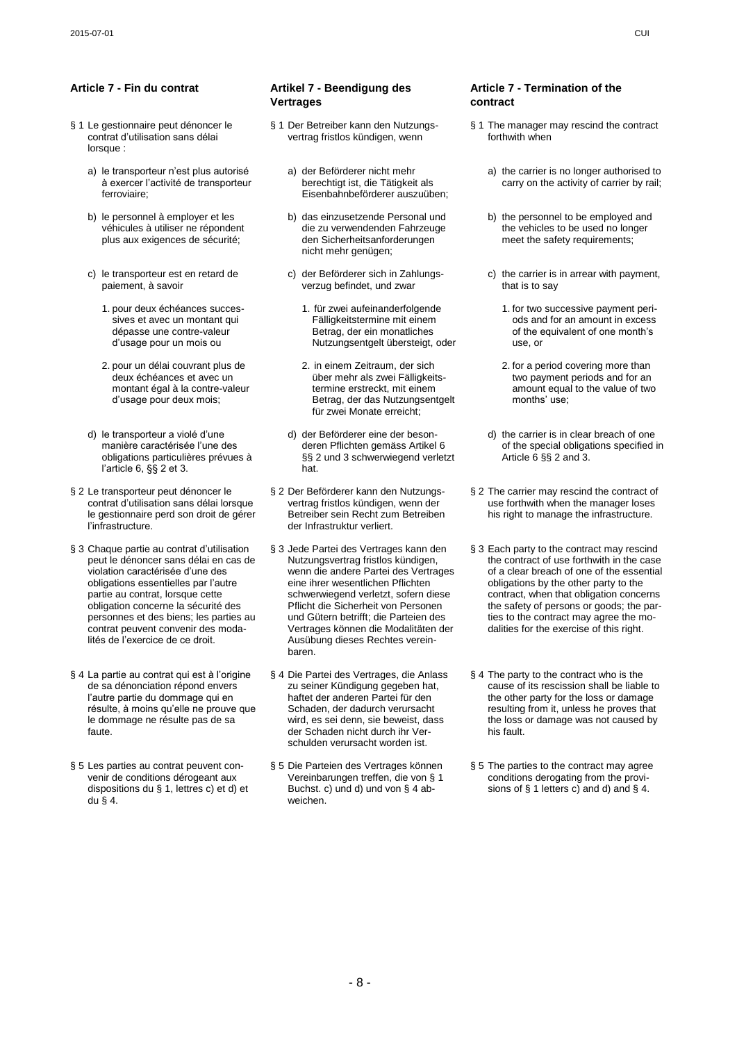## Article 7 - Fin du contrat

§ 1 Le gestionnaire peut dénoncer le contrat d'utilisation sans délai lorsque :

a) le transporteur n'est plus autorisé à exercer l'activité de transporteur ferroviaire;

b) le personnel à employer et les véhicules à utiliser ne répondent plus aux exigences de sécurité;

c) le transporteur est en retard de paiement, à savoir

1. pour deux échéances successives et avec un montant qui dépasse une contre-valeur d'usage pour un mois ou

2. pour un délai couvrant plus de deux échéances et avec un montant égal à la contre-valeur d'usage pour deux mois;

d) le transporteur a violé d'une manière caractérisée l'une des obligations particulières prévues à l'article 6, §§ 2 et 3.

§ 2 Le transporteur peut dénoncer le contrat d'utilisation sans délai lorsque le gestionnaire perd son droit de gérer l'infrastructure.

§ 3 Chaque partie au contrat d'utilisation peut le dénoncer sans délai en cas de violation caractérisée d'une des obligations essentielles par l'autre partie au contrat, lorsque cette obligation concerne la sécurité des personnes et des biens; les parties au contrat peuvent convenir des modalités de l'exercice de ce droit.

§ 4 La partie au contrat qui est à l'origine de sa dénonciation répond envers l'autre partie du dommage qui en résulte, à moins qu'elle ne prouve que le dommage ne résulte pas de sa faute.

§ 5 Les parties au contrat peuvent convenir de conditions dérogeant aux dispositions du § 1, lettres c) et d) et du § 4.

## Artikel 7 - Beendigung des Vertrages

§ 1 Der Betreiber kann den Nutzungsvertrag fristlos kündigen, wenn

a) der Beförderer nicht mehr berechtigt ist, die Tätigkeit als Eisenbahnbeförderer auszuüben;

b) das einzusetzende Personal und die zu verwendenden Fahrzeuge den Sicherheitsanforderungen nicht mehr genügen;

c) der Beförderer sich in Zahlungsverzug befindet, und zwar

1. für zwei aufeinanderfolgende Fälligkeitstermine mit einem Betrag, der ein monatliches Nutzungsentgelt übersteigt, oder

2. in einem Zeitraum, der sich über mehr als zwei Fälligkeitstermine erstreckt, mit einem Betrag, der das Nutzungsentgelt für zwei Monate erreicht;

d) der Beförderer eine der besonderen Pflichten gemäss Artikel 6 §§ 2 und 3 schwerwiegend verletzt hat.

§ 2 Der Beförderer kann den Nutzungsvertrag fristlos kündigen, wenn der Betreiber sein Recht zum Betreiben der Infrastruktur verliert.

§ 3 Jede Partei des Vertrages kann den Nutzungsvertrag fristlos kündigen, wenn die andere Partei des Vertrages eine ihrer wesentlichen Pflichten schwerwiegend verletzt, sofern diese Pflicht die Sicherheit von Personen und Gütern betrifft; die Parteien des Vertrages können die Modalitäten der Ausübung dieses Rechtes vereinbaren.

§ 4 Die Partei des Vertrages, die Anlass zu seiner Kündigung gegeben hat, haftet der anderen Partei für den Schaden, der dadurch verursacht wird, es sei denn, sie beweist, dass der Schaden nicht durch ihr Verschulden verursacht worden ist.

§ 5 Die Parteien des Vertrages können Vereinbarungen treffen, die von § 1 Buchst. c) und d) und von § 4 abweichen.

## Article 7 - Termination of the contract

§ 1 The manager may rescind the contract forthwith when

a) the carrier is no longer authorised to carry on the activity of carrier by rail;

b) the personnel to be employed and the vehicles to be used no longer meet the safety requirements;

c) the carrier is in arrear with payment, that is to say

1. for two successive payment periods and for an amount in excess of the equivalent of one month's use, or

2. for a period covering more than two payment periods and for an amount equal to the value of two months' use;

d) the carrier is in clear breach of one of the special obligations specified in Article 6 §§ 2 and 3.

§ 2 The carrier may rescind the contract of use forthwith when the manager loses his right to manage the infrastructure.

§ 3 Each party to the contract may rescind the contract of use forthwith in the case of a clear breach of one of the essential obligations by the other party to the contract, when that obligation concerns the safety of persons or goods; the parties to the contract may agree the modalities for the exercise of this right.

§ 4 The party to the contract who is the cause of its rescission shall be liable to the other party for the loss or damage resulting from it, unless he proves that the loss or damage was not caused by his fault.

§ 5 The parties to the contract may agree conditions derogating from the provisions of § 1 letters c) and d) and § 4.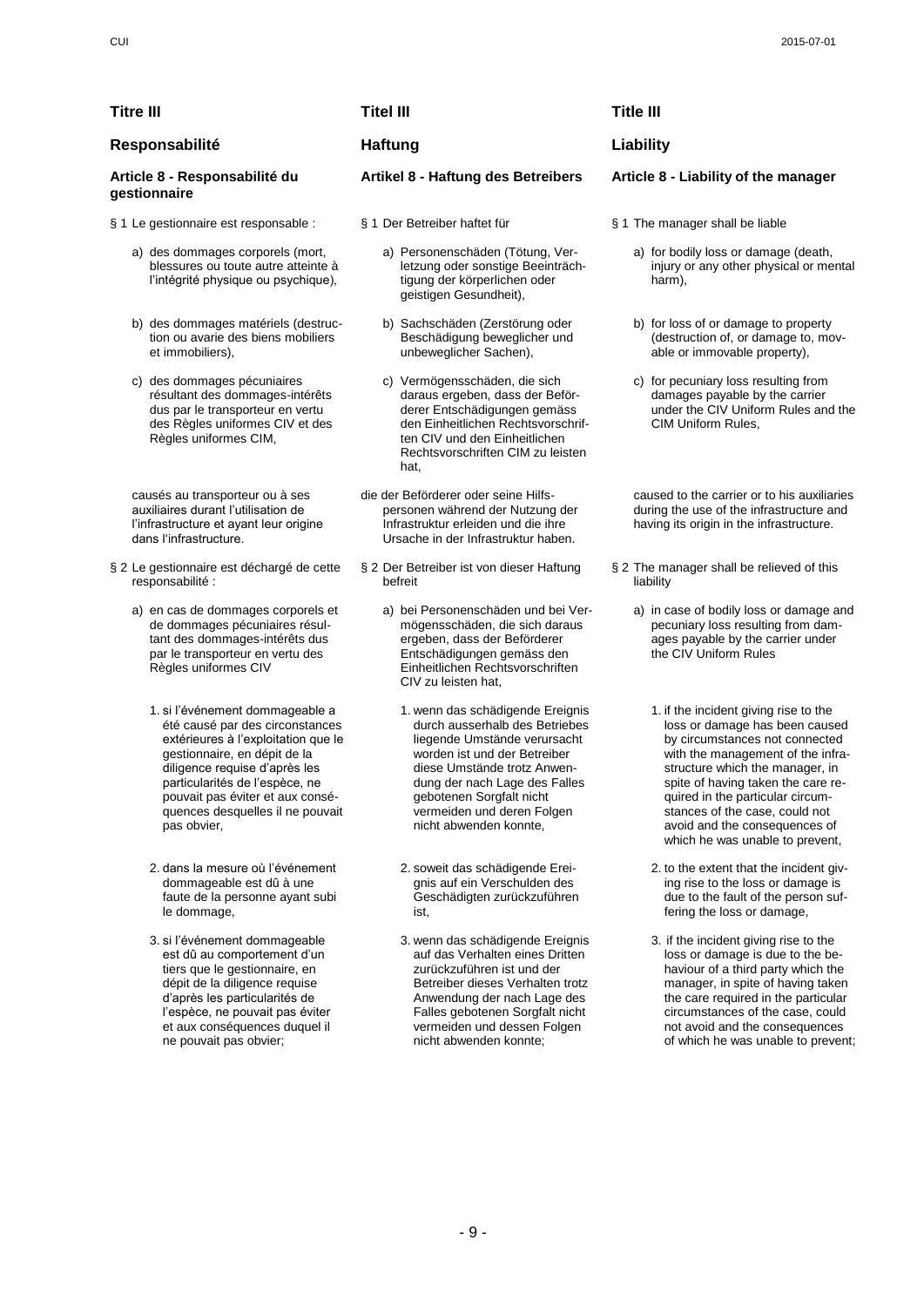## Titre III

## Responsabilité

### Article 8 - Responsabilité du gestionnaire

§ 1 Le gestionnaire est responsable :

a) des dommages corporels (mort, blessures ou toute autre atteinte à l'intégrité physique ou psychique),

b) des dommages matériels (destruction ou avarie des biens mobiliers et immobiliers),

c) des dommages pécuniaires résultant des dommages-intérêts dus par le transporteur en vertu des Règles uniformes CIV et des Règles uniformes CIM,

causés au transporteur ou à ses auxiliaires durant l'utilisation de l'infrastructure et ayant leur origine dans l'infrastructure.

§ 2 Le gestionnaire est déchargé de cette responsabilité :

a) en cas de dommages corporels et de dommages pécuniaires résultant des dommages-intérêts dus par le transporteur en vertu des Règles uniformes CIV

1. si l'événement dommageable a été causé par des circonstances extérieures à l'exploitation que le gestionnaire, en dépit de la diligence requise d'après les particularités de l'espèce, ne pouvait pas éviter et aux conséquences desquelles il ne pouvait pas obvier,

2. dans la mesure où l'événement dommageable est dû à une faute de la personne ayant subi le dommage,

3. si l'événement dommageable est dû au comportement d'un tiers que le gestionnaire, en dépit de la diligence requise d'après les particularités de l'espèce, ne pouvait pas éviter et aux conséquences duquel il ne pouvait pas obvier;

## Titel III

## Haftung

### Artikel 8 - Haftung des Betreibers

§ 1 Der Betreiber haftet für

a) Personenschäden (Tötung, Verletzung oder sonstige Beeinträchtigung der körperlichen oder geistigen Gesundheit),

b) Sachschäden (Zerstörung oder Beschädigung beweglicher und unbeweglicher Sachen),

c) Vermögensschäden, die sich daraus ergeben, dass der Beförderer Entschädigungen gemäss den Einheitlichen Rechtsvorschriften CIV und den Einheitlichen Rechtsvorschriften CIM zu leisten hat,

die der Beförderer oder seine Hilfspersonen während der Nutzung der Infrastruktur erleiden und die ihre Ursache in der Infrastruktur haben.

§ 2 Der Betreiber ist von dieser Haftung befreit

a) bei Personenschäden und bei Vermögensschäden, die sich daraus ergeben, dass der Beförderer Entschädigungen gemäss den Einheitlichen Rechtsvorschriften CIV zu leisten hat,

1. wenn das schädigende Ereignis durch ausserhalb des Betriebes liegende Umstände verursacht worden ist und der Betreiber diese Umstände trotz Anwendung der nach Lage des Falles gebotenen Sorgfalt nicht vermeiden und deren Folgen nicht abwenden konnte,

2. soweit das schädigende Ereignis auf ein Verschulden des Geschädigten zurückzuführen ist,

3. wenn das schädigende Ereignis auf das Verhalten eines Dritten zurückzuführen ist und der Betreiber dieses Verhalten trotz Anwendung der nach Lage des Falles gebotenen Sorgfalt nicht vermeiden und dessen Folgen nicht abwenden konnte;

## Title III

## Liability

### Article 8 - Liability of the manager

§ 1 The manager shall be liable

a) for bodily loss or damage (death, injury or any other physical or mental harm),

b) for loss of or damage to property (destruction of, or damage to, movable or immovable property),

c) for pecuniary loss resulting from damages payable by the carrier under the CIV Uniform Rules and the CIM Uniform Rules,

caused to the carrier or to his auxiliaries during the use of the infrastructure and having its origin in the infrastructure.

§ 2 The manager shall be relieved of this liability

a) in case of bodily loss or damage and pecuniary loss resulting from damages payable by the carrier under the CIV Uniform Rules

1. if the incident giving rise to the loss or damage has been caused by circumstances not connected with the management of the infrastructure which the manager, in spite of having taken the care required in the particular circumstances of the case, could not avoid and the consequences of which he was unable to prevent,

2. to the extent that the incident giving rise to the loss or damage is due to the fault of the person suffering the loss or damage,

3. if the incident giving rise to the loss or damage is due to the behaviour of a third party which the manager, in spite of having taken the care required in the particular circumstances of the case, could not avoid and the consequences of which he was unable to prevent;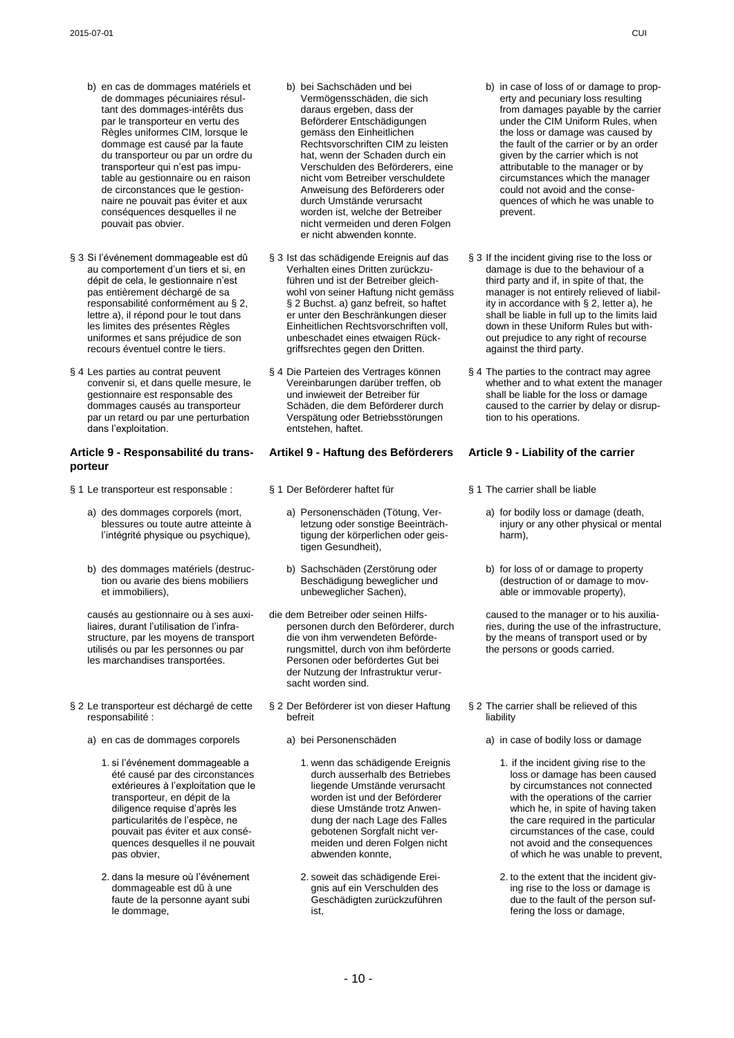b) en cas de dommages matériels et de dommages pécuniaires résultant des dommages-intérêts dus par le transporteur en vertu des Règles uniformes CIM, lorsque le dommage est causé par la faute du transporteur ou par un ordre du transporteur qui n'est pas imputable au gestionnaire ou en raison de circonstances que le gestionnaire ne pouvait pas éviter et aux conséquences desquelles il ne pouvait pas obvier.

§ 3 Si l'événement dommageable est dû au comportement d'un tiers et si, en dépit de cela, le gestionnaire n'est pas entièrement déchargé de sa responsabilité conformément au § 2, lettre a), il répond pour le tout dans les limites des présentes Règles uniformes et sans préjudice de son recours éventuel contre le tiers.

§ 4 Les parties au contrat peuvent convenir si, et dans quelle mesure, le gestionnaire est responsable des dommages causés au transporteur par un retard ou par une perturbation dans l'exploitation.

### Article 9 - Responsabilité du transporteur

§ 1 Le transporteur est responsable :

a) des dommages corporels (mort, blessures ou toute autre atteinte à l'intégrité physique ou psychique),

b) des dommages matériels (destruction ou avarie des biens mobiliers et immobiliers),

causés au gestionnaire ou à ses auxiliaires, durant l'utilisation de l'infrastructure, par les moyens de transport utilisés ou par les personnes ou par les marchandises transportées.

§ 2 Le transporteur est déchargé de cette responsabilité :

a) en cas de dommages corporels

1. si l'événement dommageable a été causé par des circonstances extérieures à l'exploitation que le transporteur, en dépit de la diligence requise d'après les particularités de l'espèce, ne pouvait pas éviter et aux conséquences desquelles il ne pouvait pas obvier,

2. dans la mesure où l'événement dommageable est dû à une faute de la personne ayant subi le dommage,

b) bei Sachschäden und bei Vermögensschäden, die sich daraus ergeben, dass der Beförderer Entschädigungen gemäss den Einheitlichen Rechtsvorschriften CIM zu leisten hat, wenn der Schaden durch ein Verschulden des Beförderers, eine nicht vom Betreiber verschuldete Anweisung des Beförderers oder durch Umstände verursacht worden ist, welche der Betreiber nicht vermeiden und deren Folgen er nicht abwenden konnte.

§ 3 Ist das schädigende Ereignis auf das Verhalten eines Dritten zurückzuführen und ist der Betreiber gleichwohl von seiner Haftung nicht gemäss § 2 Buchst. a) ganz befreit, so haftet er unter den Beschränkungen dieser Einheitlichen Rechtsvorschriften voll, unbeschadet eines etwaigen Rückgriffsrechtes gegen den Dritten.

§ 4 Die Parteien des Vertrages können Vereinbarungen darüber treffen, ob und inwieweit der Betreiber für Schäden, die dem Beförderer durch Verspätung oder Betriebsstörungen entstehen, haftet.

### Artikel 9 - Haftung des Beförderers

§ 1 Der Beförderer haftet für

a) Personenschäden (Tötung, Verletzung oder sonstige Beeinträchtigung der körperlichen oder geistigen Gesundheit),

b) Sachschäden (Zerstörung oder Beschädigung beweglicher und unbeweglicher Sachen),

die dem Betreiber oder seinen Hilfspersonen durch den Beförderer, durch die von ihm verwendeten Beförderungsmittel, durch von ihm beförderte Personen oder befördertes Gut bei der Nutzung der Infrastruktur verursacht worden sind.

§ 2 Der Beförderer ist von dieser Haftung befreit

a) bei Personenschäden

1. wenn das schädigende Ereignis durch ausserhalb des Betriebes liegende Umstände verursacht worden ist und der Beförderer diese Umstände trotz Anwendung der nach Lage des Falles gebotenen Sorgfalt nicht vermeiden und deren Folgen nicht abwenden konnte,

2. soweit das schädigende Ereignis auf ein Verschulden des Geschädigten zurückzuführen ist,

b) in case of loss of or damage to property and pecuniary loss resulting from damages payable by the carrier under the CIM Uniform Rules, when the loss or damage was caused by the fault of the carrier or by an order given by the carrier which is not attributable to the manager or by circumstances which the manager could not avoid and the consequences of which he was unable to prevent.

§ 3 If the incident giving rise to the loss or damage is due to the behaviour of a third party and if, in spite of that, the manager is not entirely relieved of liability in accordance with § 2, letter a), he shall be liable in full up to the limits laid down in these Uniform Rules but without prejudice to any right of recourse against the third party.

§ 4 The parties to the contract may agree whether and to what extent the manager shall be liable for the loss or damage caused to the carrier by delay or disruption to his operations.

### Article 9 - Liability of the carrier

§ 1 The carrier shall be liable

a) for bodily loss or damage (death, injury or any other physical or mental harm),

b) for loss of or damage to property (destruction of or damage to movable or immovable property),

caused to the manager or to his auxiliaries, during the use of the infrastructure, by the means of transport used or by the persons or goods carried.

§ 2 The carrier shall be relieved of this liability

a) in case of bodily loss or damage

1. if the incident giving rise to the loss or damage has been caused by circumstances not connected with the operations of the carrier which he, in spite of having taken the care required in the particular circumstances of the case, could not avoid and the consequences of which he was unable to prevent,

2. to the extent that the incident giving rise to the loss or damage is due to the fault of the person suffering the loss or damage,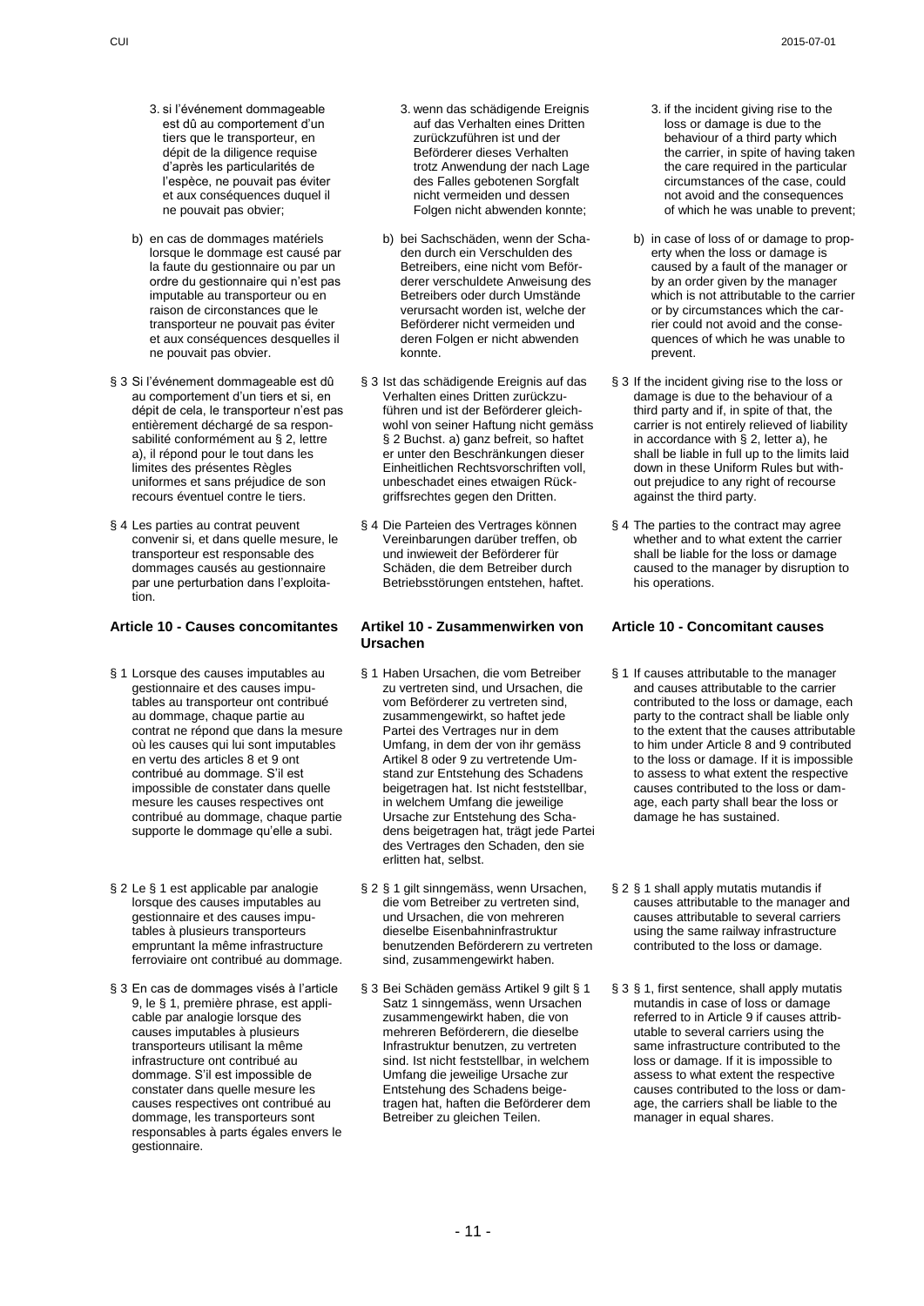3. si l'événement dommageable est dû au comportement d'un tiers que le transporteur, en dépit de la diligence requise d'après les particularités de l'espèce, ne pouvait pas éviter et aux conséquences duquel il ne pouvait pas obvier;

b) en cas de dommages matériels lorsque le dommage est causé par la faute du gestionnaire ou par un ordre du gestionnaire qui n'est pas imputable au transporteur ou en raison de circonstances que le transporteur ne pouvait pas éviter et aux conséquences desquelles il ne pouvait pas obvier.

§ 3 Si l'événement dommageable est dû au comportement d'un tiers et si, en dépit de cela, le transporteur n'est pas entièrement déchargé de sa responsabilité conformément au § 2, lettre a), il répond pour le tout dans les limites des présentes Règles uniformes et sans préjudice de son recours éventuel contre le tiers.

§ 4 Les parties au contrat peuvent convenir si, et dans quelle mesure, le transporteur est responsable des dommages causés au gestionnaire par une perturbation dans l'exploitation.

### Article 10 - Causes concomitantes

§ 1 Lorsque des causes imputables au gestionnaire et des causes imputables au transporteur ont contribué au dommage, chaque partie au contrat ne répond que dans la mesure où les causes qui lui sont imputables en vertu des articles 8 et 9 ont contribué au dommage. S'il est impossible de constater dans quelle mesure les causes respectives ont contribué au dommage, chaque partie supporte le dommage qu'elle a subi.

§ 2 Le § 1 est applicable par analogie lorsque des causes imputables au gestionnaire et des causes imputables à plusieurs transporteurs empruntant la même infrastructure ferroviaire ont contribué au dommage.

§ 3 En cas de dommages visés à l'article 9, le § 1, première phrase, est applicable par analogie lorsque des causes imputables à plusieurs transporteurs utilisant la même infrastructure ont contribué au dommage. S'il est impossible de constater dans quelle mesure les causes respectives ont contribué au dommage, les transporteurs sont responsables à parts égales envers le gestionnaire.

3. wenn das schädigende Ereignis auf das Verhalten eines Dritten zurückzuführen ist und der Beförderer dieses Verhalten trotz Anwendung der nach Lage des Falles gebotenen Sorgfalt nicht vermeiden und dessen Folgen nicht abwenden konnte;

b) bei Sachschäden, wenn der Schaden durch ein Verschulden des Betreibers, eine nicht vom Beförderer verschuldete Anweisung des Betreibers oder durch Umstände verursacht worden ist, welche der Beförderer nicht vermeiden und deren Folgen er nicht abwenden konnte.

§ 3 Ist das schädigende Ereignis auf das Verhalten eines Dritten zurückzuführen und ist der Beförderer gleichwohl von seiner Haftung nicht gemäss § 2 Buchst. a) ganz befreit, so haftet er unter den Beschränkungen dieser Einheitlichen Rechtsvorschriften voll, unbeschadet eines etwaigen Rückgriffsrechtes gegen den Dritten.

§ 4 Die Parteien des Vertrages können Vereinbarungen darüber treffen, ob und inwieweit der Beförderer für Schäden, die dem Betreiber durch Betriebsstörungen entstehen, haftet.

### Artikel 10 - Zusammenwirken von Ursachen

§ 1 Haben Ursachen, die vom Betreiber zu vertreten sind, und Ursachen, die vom Beförderer zu vertreten sind, zusammengewirkt, so haftet jede Partei des Vertrages nur in dem Umfang, in dem der von ihr gemäss Artikel 8 oder 9 zu vertretende Umstand zur Entstehung des Schadens beigetragen hat. Ist nicht feststellbar, in welchem Umfang die jeweilige Ursache zur Entstehung des Schadens beigetragen hat, trägt jede Partei des Vertrages den Schaden, den sie erlitten hat, selbst.

§ 2 § 1 gilt sinngemäss, wenn Ursachen, die vom Betreiber zu vertreten sind, und Ursachen, die von mehreren dieselbe Eisenbahninfrastruktur benutzenden Beförderern zu vertreten sind, zusammengewirkt haben.

§ 3 Bei Schäden gemäss Artikel 9 gilt § 1 Satz 1 sinngemäss, wenn Ursachen zusammengewirkt haben, die von mehreren Beförderern, die dieselbe Infrastruktur benutzen, zu vertreten sind. Ist nicht feststellbar, in welchem Umfang die jeweilige Ursache zur Entstehung des Schadens beigetragen hat, haften die Beförderer dem Betreiber zu gleichen Teilen.

3. if the incident giving rise to the loss or damage is due to the behaviour of a third party which the carrier, in spite of having taken the care required in the particular circumstances of the case, could not avoid and the consequences of which he was unable to prevent;

b) in case of loss of or damage to property when the loss or damage is caused by a fault of the manager or by an order given by the manager which is not attributable to the carrier or by circumstances which the carrier could not avoid and the consequences of which he was unable to prevent.

§ 3 If the incident giving rise to the loss or damage is due to the behaviour of a third party and if, in spite of that, the carrier is not entirely relieved of liability in accordance with § 2, letter a), he shall be liable in full up to the limits laid down in these Uniform Rules but without prejudice to any right of recourse against the third party.

§ 4 The parties to the contract may agree whether and to what extent the carrier shall be liable for the loss or damage caused to the manager by disruption to his operations.

### Article 10 - Concomitant causes

§ 1 If causes attributable to the manager and causes attributable to the carrier contributed to the loss or damage, each party to the contract shall be liable only to the extent that the causes attributable to him under Article 8 and 9 contributed to the loss or damage. If it is impossible to assess to what extent the respective causes contributed to the loss or damage, each party shall bear the loss or damage he has sustained.

§ 2 § 1 shall apply mutatis mutandis if causes attributable to the manager and causes attributable to several carriers using the same railway infrastructure contributed to the loss or damage.

§ 3 § 1, first sentence, shall apply mutatis mutandis in case of loss or damage referred to in Article 9 if causes attributable to several carriers using the same infrastructure contributed to the loss or damage. If it is impossible to assess to what extent the respective causes contributed to the loss or damage, the carriers shall be liable to the manager in equal shares.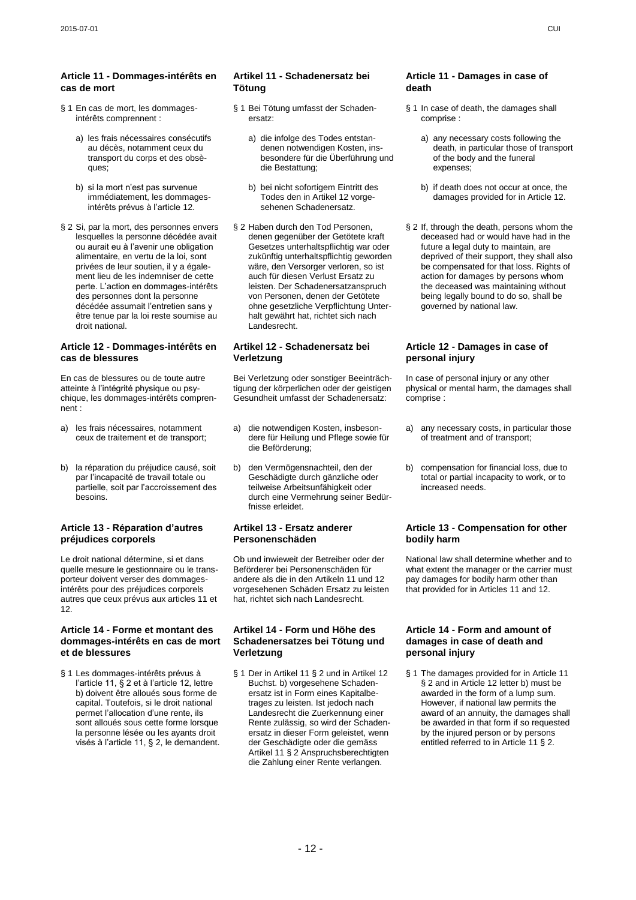### Article 11 - Dommages-intérêts en cas de mort

§ 1 En cas de mort, les dommages-intérêts comprennent :

a) les frais nécessaires consécutifs au décès, notamment ceux du transport du corps et des obsèques;

b) si la mort n'est pas survenue immédiatement, les dommages-intérêts prévus à l'article 12.

§ 2 Si, par la mort, des personnes envers lesquelles la personne décédée avait ou aurait eu à l'avenir une obligation alimentaire, en vertu de la loi, sont privées de leur soutien, il y a également lieu de les indemniser de cette perte. L'action en dommages-intérêts des personnes dont la personne décédée assumait l'entretien sans y être tenue par la loi reste soumise au droit national.

### Article 12 - Dommages-intérêts en cas de blessures

En cas de blessures ou de toute autre atteinte à l'intégrité physique ou psychique, les dommages-intérêts comprennent :

a) les frais nécessaires, notamment ceux de traitement et de transport;

b) la réparation du préjudice causé, soit par l'incapacité de travail totale ou partielle, soit par l'accroissement des besoins.

### Article 13 - Réparation d'autres préjudices corporels

Le droit national détermine, si et dans quelle mesure le gestionnaire ou le transporteur doivent verser des dommages-intérêts pour des préjudices corporels autres que ceux prévus aux articles 11 et 12.

### Article 14 - Forme et montant des dommages-intérêts en cas de mort et de blessures

§ 1 Les dommages-intérêts prévus à l'article 11, § 2 et à l'article 12, lettre b) doivent être alloués sous forme de capital. Toutefois, si le droit national permet l'allocation d'une rente, ils sont alloués sous cette forme lorsque la personne lésée ou les ayants droit visés à l'article 11, § 2, le demandent.

### Artikel 11 - Schadenersatz bei Tötung

§ 1 Bei Tötung umfasst der Schadenersatz:

a) die infolge des Todes entstandenen notwendigen Kosten, insbesondere für die Überführung und die Bestattung;

b) bei nicht sofortigem Eintritt des Todes den in Artikel 12 vorgesehenen Schadenersatz.

§ 2 Haben durch den Tod Personen, denen gegenüber der Getötete kraft Gesetzes unterhaltspflichtig war oder zukünftig unterhaltspflichtig geworden wäre, den Versorger verloren, so ist auch für diesen Verlust Ersatz zu leisten. Der Schadenersatzanspruch von Personen, denen der Getötete ohne gesetzliche Verpflichtung Unterhalt gewährt hat, richtet sich nach Landesrecht.

### Artikel 12 - Schadenersatz bei Verletzung

Bei Verletzung oder sonstiger Beeinträchtigung der körperlichen oder der geistigen Gesundheit umfasst der Schadenersatz:

a) die notwendigen Kosten, insbesondere für Heilung und Pflege sowie für die Beförderung;

b) den Vermögensnachteil, den der Geschädigte durch gänzliche oder teilweise Arbeitsunfähigkeit oder durch eine Vermehrung seiner Bedürfnisse erleidet.

### Artikel 13 - Ersatz anderer Personenschäden

Ob und inwieweit der Betreiber oder der Beförderer bei Personenschäden für andere als die in den Artikeln 11 und 12 vorgesehenen Schäden Ersatz zu leisten hat, richtet sich nach Landesrecht.

### Artikel 14 - Form und Höhe des Schadenersatzes bei Tötung und Verletzung

§ 1 Der in Artikel 11 § 2 und in Artikel 12 Buchst. b) vorgesehene Schadenersatz ist in Form eines Kapitalbetrages zu leisten. Ist jedoch nach Landesrecht die Zuerkennung einer Rente zulässig, so wird der Schadenersatz in dieser Form geleistet, wenn der Geschädigte oder die gemäss Artikel 11 § 2 Anspruchsberechtigten die Zahlung einer Rente verlangen.

### Article 11 - Damages in case of death

§ 1 In case of death, the damages shall comprise :

a) any necessary costs following the death, in particular those of transport of the body and the funeral expenses;

b) if death does not occur at once, the damages provided for in Article 12.

§ 2 If, through the death, persons whom the deceased had or would have had in the future a legal duty to maintain, are deprived of their support, they shall also be compensated for that loss. Rights of action for damages by persons whom the deceased was maintaining without being legally bound to do so, shall be governed by national law.

### Article 12 - Damages in case of personal injury

In case of personal injury or any other physical or mental harm, the damages shall comprise :

a) any necessary costs, in particular those of treatment and of transport;

b) compensation for financial loss, due to total or partial incapacity to work, or to increased needs.

### Article 13 - Compensation for other bodily harm

National law shall determine whether and to what extent the manager or the carrier must pay damages for bodily harm other than that provided for in Articles 11 and 12.

### Article 14 - Form and amount of damages in case of death and personal injury

§ 1 The damages provided for in Article 11 § 2 and in Article 12 letter b) must be awarded in the form of a lump sum. However, if national law permits the award of an annuity, the damages shall be awarded in that form if so requested by the injured person or by persons entitled referred to in Article 11 § 2.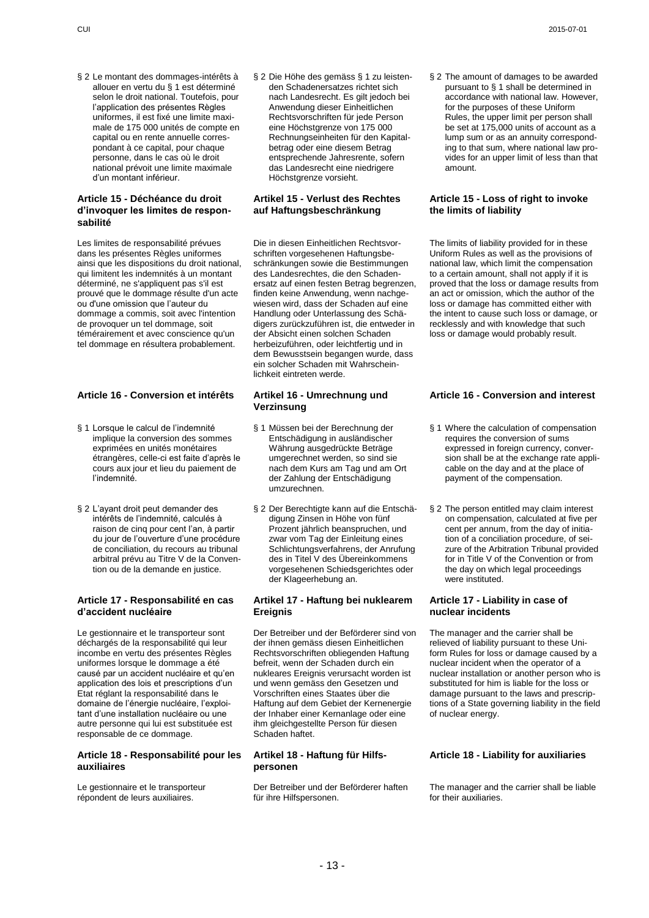§ 2 Le montant des dommages-intérêts à allouer en vertu du § 1 est déterminé selon le droit national. Toutefois, pour l'application des présentes Règles uniformes, il est fixé une limite maximale de 175 000 unités de compte en capital ou en rente annuelle correspondant à ce capital, pour chaque personne, dans le cas où le droit national prévoit une limite maximale d'un montant inférieur.

§ 2 Die Höhe des gemäss § 1 zu leistenden Schadenersatzes richtet sich nach Landesrecht. Es gilt jedoch bei Anwendung dieser Einheitlichen Rechtsvorschriften für jede Person eine Höchstgrenze von 175 000 Rechnungseinheiten für den Kapitalbetrag oder eine diesem Betrag entsprechende Jahresrente, sofern das Landesrecht eine niedrigere Höchstgrenze vorsieht.

§ 2 The amount of damages to be awarded pursuant to § 1 shall be determined in accordance with national law. However, for the purposes of these Uniform Rules, the upper limit per person shall be set at 175,000 units of account as a lump sum or as an annuity corresponding to that sum, where national law provides for an upper limit of less than that amount.

#### Article 15 - Déchéance du droit d'invoquer les limites de responsabilité

Les limites de responsabilité prévues dans les présentes Règles uniformes ainsi que les dispositions du droit national, qui limitent les indemnités à un montant déterminé, ne s'appliquent pas s'il est prouvé que le dommage résulte d'un acte ou d'une omission que l'auteur du dommage a commis, soit avec l'intention de provoquer un tel dommage, soit témérairement et avec conscience qu'un tel dommage en résultera probablement.

#### Artikel 15 - Verlust des Rechtes auf Haftungsbeschränkung

Die in diesen Einheitlichen Rechtsvorschriften vorgesehenen Haftungsbeschränkungen sowie die Bestimmungen des Landesrechtes, die den Schadenersatz auf einen festen Betrag begrenzen, finden keine Anwendung, wenn nachgewiesen wird, dass der Schaden auf eine Handlung oder Unterlassung des Schädigers zurückzuführen ist, die entweder in der Absicht einen solchen Schaden herbeizuführen, oder leichtfertig und in dem Bewusstsein begangen wurde, dass ein solcher Schaden mit Wahrscheinlichkeit eintreten werde.

#### Article 15 - Loss of right to invoke the limits of liability

The limits of liability provided for in these Uniform Rules as well as the provisions of national law, which limit the compensation to a certain amount, shall not apply if it is proved that the loss or damage results from an act or omission, which the author of the loss or damage has committed either with the intent to cause such loss or damage, or recklessly and with knowledge that such loss or damage would probably result.

#### Article 16 - Conversion et intérêts

§ 1 Lorsque le calcul de l'indemnité implique la conversion des sommes exprimées en unités monétaires étrangères, celle-ci est faite d'après le cours aux jour et lieu du paiement de l'indemnité.

§ 2 L'ayant droit peut demander des intérêts de l'indemnité, calculés à raison de cinq pour cent l'an, à partir du jour de l'ouverture d'une procédure de conciliation, du recours au tribunal arbitral prévu au Titre V de la Convention ou de la demande en justice.

#### Artikel 16 - Umrechnung und Verzinsung

§ 1 Müssen bei der Berechnung der Entschädigung in ausländischer Währung ausgedrückte Beträge umgerechnet werden, so sind sie nach dem Kurs am Tag und am Ort der Zahlung der Entschädigung umzurechnen.

§ 2 Der Berechtigte kann auf die Entschädigung Zinsen in Höhe von fünf Prozent jährlich beanspruchen, und zwar vom Tag der Einleitung eines Schlichtungsverfahrens, der Anrufung des in Titel V des Übereinkommens vorgesehenen Schiedsgerichtes oder der Klageerhebung an.

#### Article 16 - Conversion and interest

§ 1 Where the calculation of compensation requires the conversion of sums expressed in foreign currency, conversion shall be at the exchange rate applicable on the day and at the place of payment of the compensation.

§ 2 The person entitled may claim interest on compensation, calculated at five per cent per annum, from the day of initiation of a conciliation procedure, of seizure of the Arbitration Tribunal provided for in Title V of the Convention or from the day on which legal proceedings were instituted.

#### Article 17 - Responsabilité en cas d'accident nucléaire

Le gestionnaire et le transporteur sont déchargés de la responsabilité qui leur incombe en vertu des présentes Règles uniformes lorsque le dommage a été causé par un accident nucléaire et qu'en application des lois et prescriptions d'un Etat réglant la responsabilité dans le domaine de l'énergie nucléaire, l'exploitant d'une installation nucléaire ou une autre personne qui lui est substituée est responsable de ce dommage.

#### Artikel 17 - Haftung bei nuklearem Ereignis

Der Betreiber und der Beförderer sind von der ihnen gemäss diesen Einheitlichen Rechtsvorschriften obliegenden Haftung befreit, wenn der Schaden durch ein nukleares Ereignis verursacht worden ist und wenn gemäss den Gesetzen und Vorschriften eines Staates über die Haftung auf dem Gebiet der Kernenergie der Inhaber einer Kernanlage oder eine ihm gleichgestellte Person für diesen Schaden haftet.

#### Article 17 - Liability in case of nuclear incidents

The manager and the carrier shall be relieved of liability pursuant to these Uniform Rules for loss or damage caused by a nuclear incident when the operator of a nuclear installation or another person who is substituted for him is liable for the loss or damage pursuant to the laws and prescriptions of a State governing liability in the field of nuclear energy.

#### Article 18 - Responsabilité pour les auxiliaires

Le gestionnaire et le transporteur répondent de leurs auxiliaires.

#### Artikel 18 - Haftung für Hilfspersonen

Der Betreiber und der Beförderer haften für ihre Hilfspersonen.

#### Article 18 - Liability for auxiliaries

The manager and the carrier shall be liable for their auxiliaries.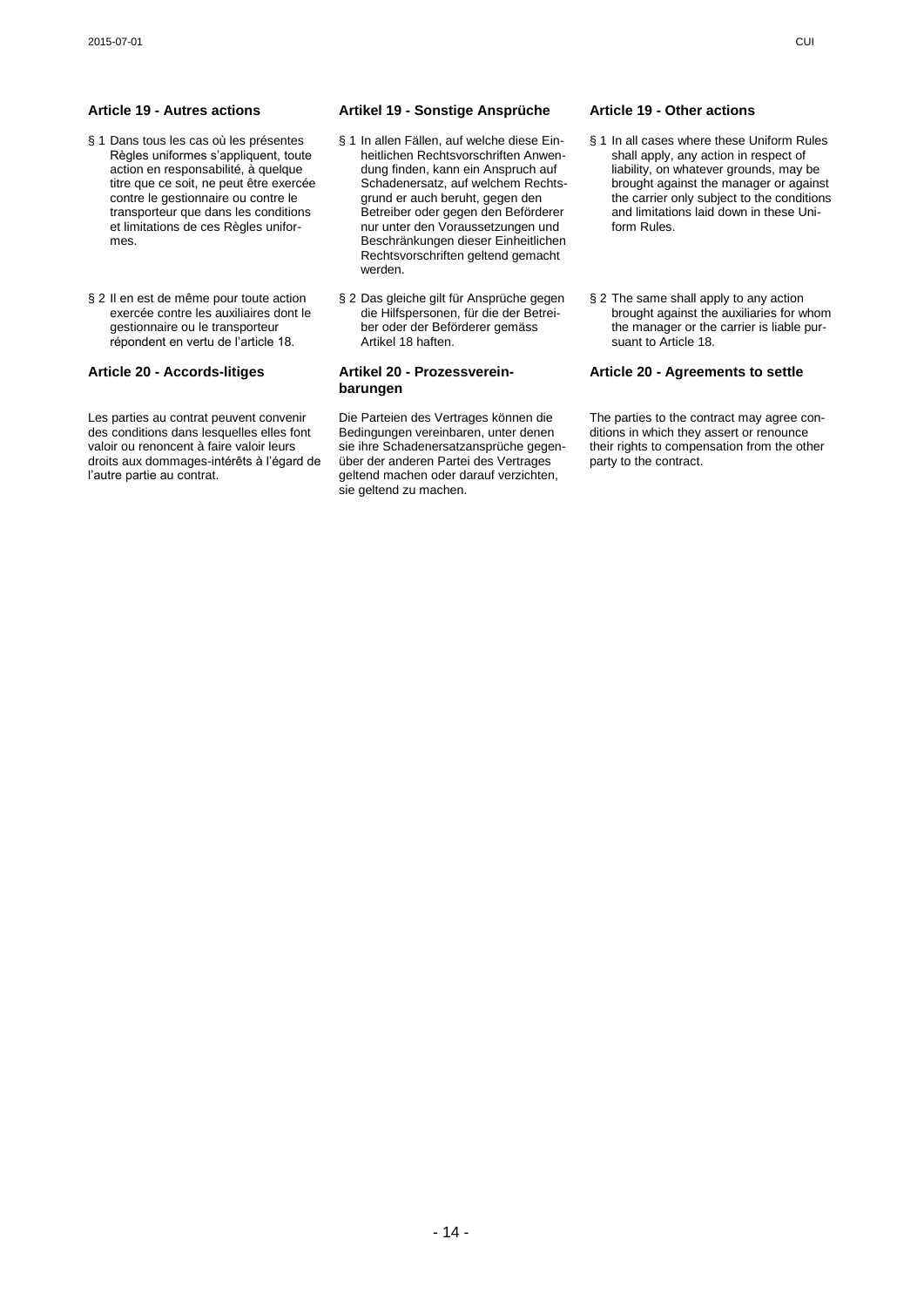### Article 19 - Autres actions

§ 1 Dans tous les cas où les présentes Règles uniformes s'appliquent, toute action en responsabilité, à quelque titre que ce soit, ne peut être exercée contre le gestionnaire ou contre le transporteur que dans les conditions et limitations de ces Règles uniformes.

§ 2 Il en est de même pour toute action exercée contre les auxiliaires dont le gestionnaire ou le transporteur répondent en vertu de l'article 18.

### Article 20 - Accords-litiges

Les parties au contrat peuvent convenir des conditions dans lesquelles elles font valoir ou renoncent à faire valoir leurs droits aux dommages-intérêts à l'égard de l'autre partie au contrat.

### Artikel 19 - Sonstige Ansprüche

§ 1 In allen Fällen, auf welche diese Einheitlichen Rechtsvorschriften Anwendung finden, kann ein Anspruch auf Schadenersatz, auf welchem Rechtsgrund er auch beruht, gegen den Betreiber oder gegen den Beförderer nur unter den Voraussetzungen und Beschränkungen dieser Einheitlichen Rechtsvorschriften geltend gemacht werden.

§ 2 Das gleiche gilt für Ansprüche gegen die Hilfspersonen, für die der Betreiber oder der Beförderer gemäss Artikel 18 haften.

### Artikel 20 - Prozessvereinbarungen

Die Parteien des Vertrages können die Bedingungen vereinbaren, unter denen sie ihre Schadenersatzansprüche gegenüber der anderen Partei des Vertrages geltend machen oder darauf verzichten, sie geltend zu machen.

### Article 19 - Other actions

§ 1 In all cases where these Uniform Rules shall apply, any action in respect of liability, on whatever grounds, may be brought against the manager or against the carrier only subject to the conditions and limitations laid down in these Uniform Rules.

§ 2 The same shall apply to any action brought against the auxiliaries for whom the manager or the carrier is liable pursuant to Article 18.

### Article 20 - Agreements to settle

The parties to the contract may agree conditions in which they assert or renounce their rights to compensation from the other party to the contract.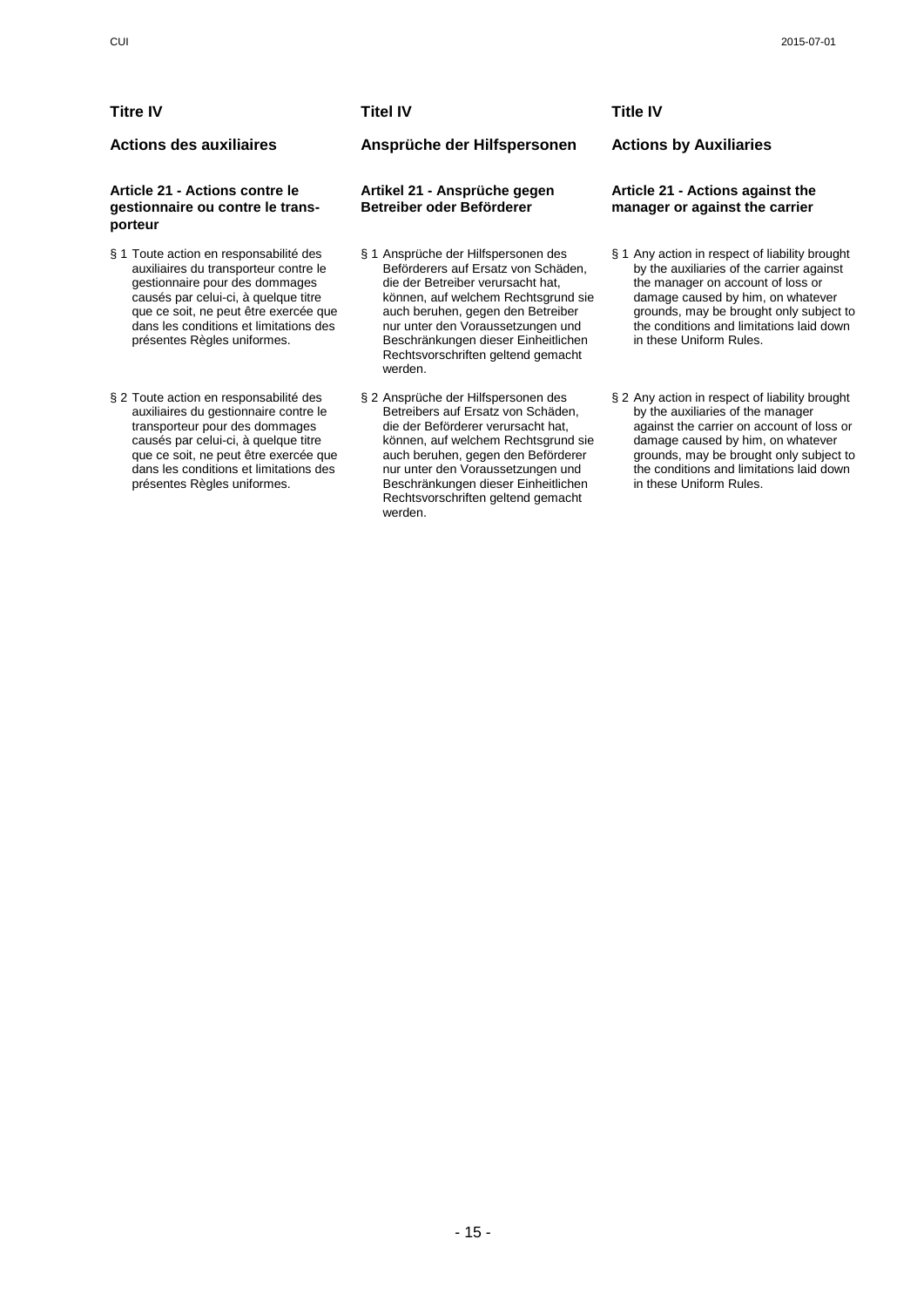## Titre IV

### Actions des auxiliaires

#### Article 21 - Actions contre le gestionnaire ou contre le transporteur

§ 1 Toute action en responsabilité des auxiliaires du transporteur contre le gestionnaire pour des dommages causés par celui-ci, à quelque titre que ce soit, ne peut être exercée que dans les conditions et limitations des présentes Règles uniformes.

§ 2 Toute action en responsabilité des auxiliaires du gestionnaire contre le transporteur pour des dommages causés par celui-ci, à quelque titre que ce soit, ne peut être exercée que dans les conditions et limitations des présentes Règles uniformes.

## Titel IV

### Ansprüche der Hilfspersonen

#### Artikel 21 - Ansprüche gegen Betreiber oder Beförderer

§ 1 Ansprüche der Hilfspersonen des Beförderers auf Ersatz von Schäden, die der Betreiber verursacht hat, können, auf welchem Rechtsgrund sie auch beruhen, gegen den Betreiber nur unter den Voraussetzungen und Beschränkungen dieser Einheitlichen Rechtsvorschriften geltend gemacht werden.

§ 2 Ansprüche der Hilfspersonen des Betreibers auf Ersatz von Schäden, die der Beförderer verursacht hat, können, auf welchem Rechtsgrund sie auch beruhen, gegen den Beförderer nur unter den Voraussetzungen und Beschränkungen dieser Einheitlichen Rechtsvorschriften geltend gemacht werden.

## Title IV

### Actions by Auxiliaries

#### Article 21 - Actions against the manager or against the carrier

§ 1 Any action in respect of liability brought by the auxiliaries of the carrier against the manager on account of loss or damage caused by him, on whatever grounds, may be brought only subject to the conditions and limitations laid down in these Uniform Rules.

§ 2 Any action in respect of liability brought by the auxiliaries of the manager against the carrier on account of loss or damage caused by him, on whatever grounds, may be brought only subject to the conditions and limitations laid down in these Uniform Rules.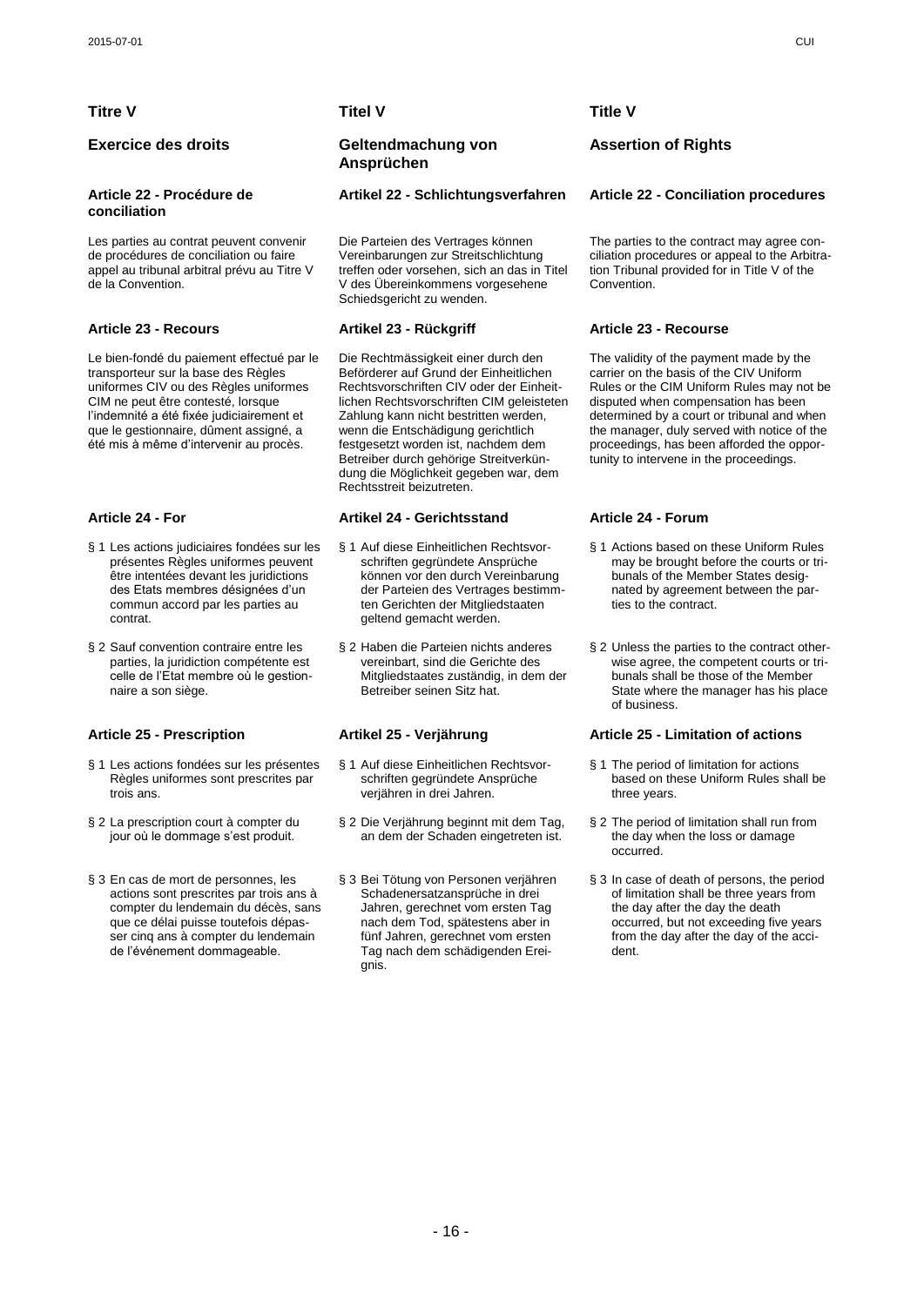## Titre V

## Exercice des droits

### Article 22 - Procédure de conciliation

Les parties au contrat peuvent convenir de procédures de conciliation ou faire appel au tribunal arbitral prévu au Titre V de la Convention.

### Article 23 - Recours

Le bien-fondé du paiement effectué par le transporteur sur la base des Règles uniformes CIV ou des Règles uniformes CIM ne peut être contesté, lorsque l'indemnité a été fixée judiciairement et que le gestionnaire, dûment assigné, a été mis à même d'intervenir au procès.

### Article 24 - For

§ 1 Les actions judiciaires fondées sur les présentes Règles uniformes peuvent être intentées devant les juridictions des Etats membres désignées d'un commun accord par les parties au contrat.

§ 2 Sauf convention contraire entre les parties, la juridiction compétente est celle de l'État membre où le gestionnaire a son siège.

### Article 25 - Prescription

§ 1 Les actions fondées sur les présentes Règles uniformes sont prescrites par trois ans.

§ 2 La prescription court à compter du jour où le dommage s'est produit.

§ 3 En cas de mort de personnes, les actions sont prescrites par trois ans à compter du lendemain du décès, sans que ce délai puisse toutefois dépasser cinq ans à compter du lendemain de l'événement dommageable.

## Titel V

## Geltendmachung von Ansprüchen

### Artikel 22 - Schlichtungsverfahren

Die Parteien des Vertrages können Vereinbarungen zur Streitschlichtung treffen oder vorsehen, sich an das in Titel V des Übereinkommens vorgesehene Schiedsgericht zu wenden.

### Artikel 23 - Rückgriff

Die Rechtmässigkeit einer durch den Beförderer auf Grund der Einheitlichen Rechtsvorschriften CIV oder der Einheitlichen Rechtsvorschriften CIM geleisteten Zahlung kann nicht bestritten werden, wenn die Entschädigung gerichtlich festgesetzt worden ist, nachdem dem Betreiber durch gehörige Streitverkündung die Möglichkeit gegeben war, dem Rechtsstreit beizutreten.

### Artikel 24 - Gerichtsstand

§ 1 Auf diese Einheitlichen Rechtsvorschriften gegründete Ansprüche können vor den durch Vereinbarung der Parteien des Vertrages bestimmten Gerichten der Mitgliedstaaten geltend gemacht werden.

§ 2 Haben die Parteien nichts anderes vereinbart, sind die Gerichte des Mitgliedstaates zuständig, in dem der Betreiber seinen Sitz hat.

### Artikel 25 - Verjährung

§ 1 Auf diese Einheitlichen Rechtsvorschriften gegründete Ansprüche verjähren in drei Jahren.

§ 2 Die Verjährung beginnt mit dem Tag, an dem der Schaden eingetreten ist.

§ 3 Bei Tötung von Personen verjähren Schadenersatzansprüche in drei Jahren, gerechnet vom ersten Tag nach dem Tod, spätestens aber in fünf Jahren, gerechnet vom ersten Tag nach dem schädigenden Ereignis.

## Title V

## Assertion of Rights

### Article 22 - Conciliation procedures

The parties to the contract may agree conciliation procedures or appeal to the Arbitration Tribunal provided for in Title V of the Convention.

### Article 23 - Recourse

The validity of the payment made by the carrier on the basis of the CIV Uniform Rules or the CIM Uniform Rules may not be disputed when compensation has been determined by a court or tribunal and when the manager, duly served with notice of the proceedings, has been afforded the opportunity to intervene in the proceedings.

### Article 24 - Forum

§ 1 Actions based on these Uniform Rules may be brought before the courts or tribunals of the Member States designated by agreement between the parties to the contract.

§ 2 Unless the parties to the contract otherwise agree, the competent courts or tribunals shall be those of the Member State where the manager has his place of business.

### Article 25 - Limitation of actions

§ 1 The period of limitation for actions based on these Uniform Rules shall be three years.

§ 2 The period of limitation shall run from the day when the loss or damage occurred.

§ 3 In case of death of persons, the period of limitation shall be three years from the day after the day the death occurred, but not exceeding five years from the day after the day of the accident.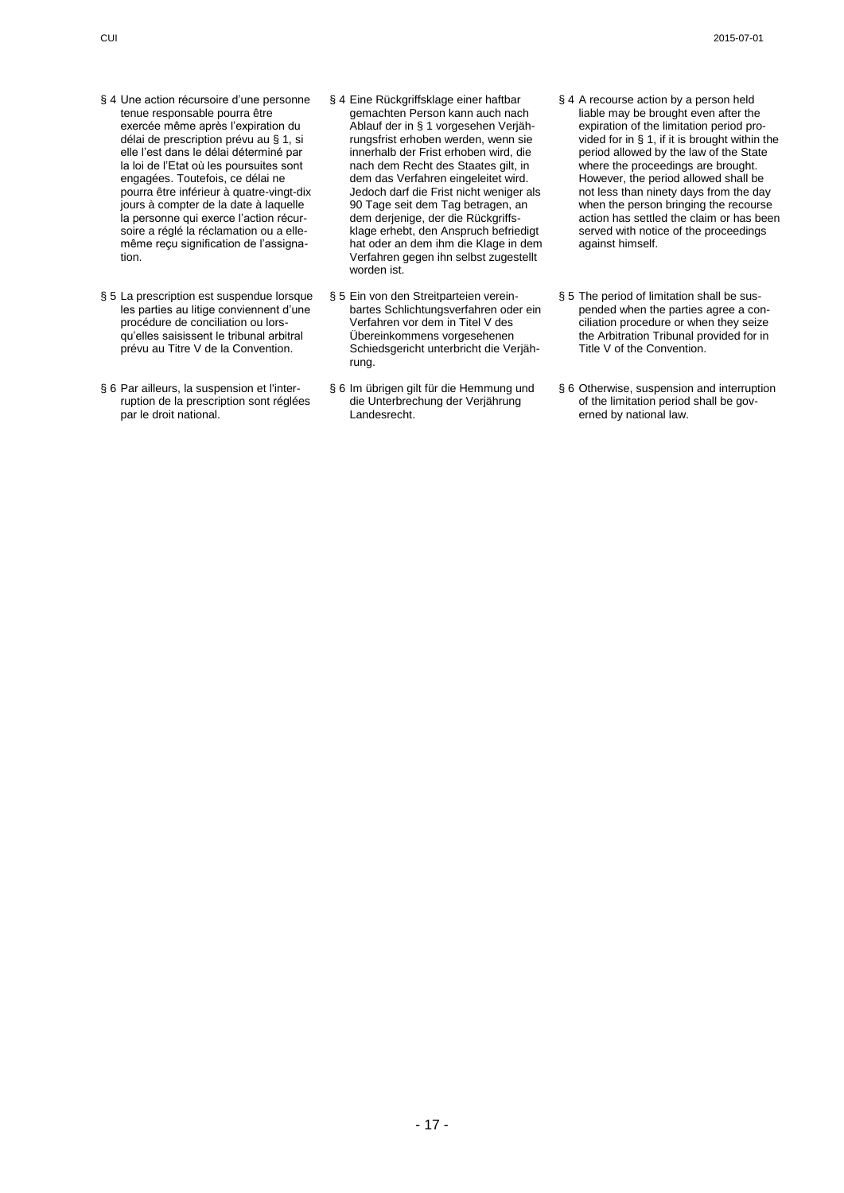§ 4 Une action récursoire d'une personne tenue responsable pourra être exercée même après l'expiration du délai de prescription prévu au § 1, si elle l'est dans le délai déterminé par la loi de l'Etat où les poursuites sont engagées. Toutefois, ce délai ne pourra être inférieur à quatre-vingt-dix jours à compter de la date à laquelle la personne qui exerce l'action récursoire a réglé la réclamation ou a elle-même reçu signification de l'assignation.

§ 5 La prescription est suspendue lorsque les parties au litige conviennent d'une procédure de conciliation ou lorsqu'elles saisissent le tribunal arbitral prévu au Titre V de la Convention.

§ 6 Par ailleurs, la suspension et l'interruption de la prescription sont réglées par le droit national.

§ 4 Eine Rückgriffsklage einer haftbar gemachten Person kann auch nach Ablauf der in § 1 vorgesehen Verjährungsfrist erhoben werden, wenn sie innerhalb der Frist erhoben wird, die nach dem Recht des Staates gilt, in dem das Verfahren eingeleitet wird. Jedoch darf die Frist nicht weniger als 90 Tage seit dem Tag betragen, an dem derjenige, der die Rückgriffsklage erhebt, den Anspruch befriedigt hat oder an dem ihm die Klage in dem Verfahren gegen ihn selbst zugestellt worden ist.

§ 5 Ein von den Streitparteien vereinbartes Schlichtungsverfahren oder ein Verfahren vor dem in Titel V des Übereinkommens vorgesehenen Schiedsgericht unterbricht die Verjährung.

§ 6 Im übrigen gilt für die Hemmung und die Unterbrechung der Verjährung Landesrecht.

§ 4 A recourse action by a person held liable may be brought even after the expiration of the limitation period provided for in § 1, if it is brought within the period allowed by the law of the State where the proceedings are brought. However, the period allowed shall be not less than ninety days from the day when the person bringing the recourse action has settled the claim or has been served with notice of the proceedings against himself.

§ 5 The period of limitation shall be suspended when the parties agree a conciliation procedure or when they seize the Arbitration Tribunal provided for in Title V of the Convention.

§ 6 Otherwise, suspension and interruption of the limitation period shall be governed by national law.